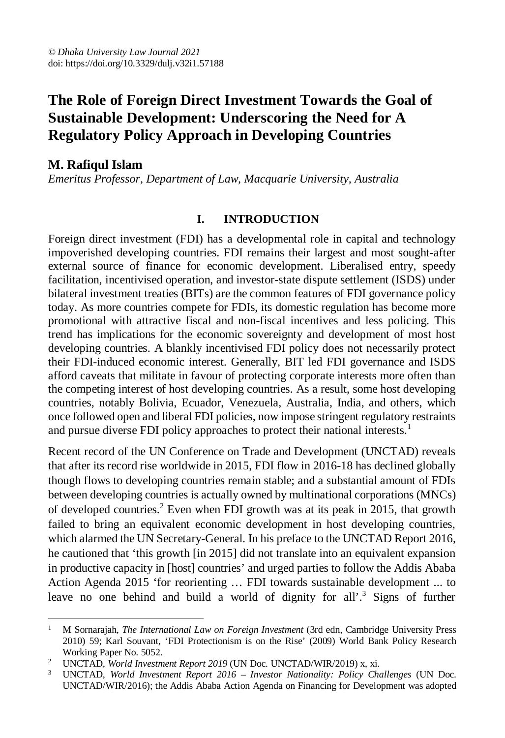*© Dhaka University Law Journal 2021*
doi: https://doi.org/10.3329/dulj.v32i1.57188

# The Role of Foreign Direct Investment Towards the Goal of Sustainable Development: Underscoring the Need for A Regulatory Policy Approach in Developing Countries

**M. Rafiqul Islam**

*Emeritus Professor, Department of Law, Macquarie University, Australia*

## I. INTRODUCTION

Foreign direct investment (FDI) has a developmental role in capital and technology impoverished developing countries. FDI remains their largest and most sought-after external source of finance for economic development. Liberalised entry, speedy facilitation, incentivised operation, and investor-state dispute settlement (ISDS) under bilateral investment treaties (BITs) are the common features of FDI governance policy today. As more countries compete for FDIs, its domestic regulation has become more promotional with attractive fiscal and non-fiscal incentives and less policing. This trend has implications for the economic sovereignty and development of most host developing countries. A blankly incentivised FDI policy does not necessarily protect their FDI-induced economic interest. Generally, BIT led FDI governance and ISDS afford caveats that militate in favour of protecting corporate interests more often than the competing interest of host developing countries. As a result, some host developing countries, notably Bolivia, Ecuador, Venezuela, Australia, India, and others, which once followed open and liberal FDI policies, now impose stringent regulatory restraints and pursue diverse FDI policy approaches to protect their national interests.[1]

Recent record of the UN Conference on Trade and Development (UNCTAD) reveals that after its record rise worldwide in 2015, FDI flow in 2016-18 has declined globally though flows to developing countries remain stable; and a substantial amount of FDIs between developing countries is actually owned by multinational corporations (MNCs) of developed countries.[2] Even when FDI growth was at its peak in 2015, that growth failed to bring an equivalent economic development in host developing countries, which alarmed the UN Secretary-General. In his preface to the UNCTAD Report 2016, he cautioned that 'this growth [in 2015] did not translate into an equivalent expansion in productive capacity in [host] countries' and urged parties to follow the Addis Ababa Action Agenda 2015 'for reorienting … FDI towards sustainable development ... to leave no one behind and build a world of dignity for all'.[3] Signs of further

---

[1] M Sornarajah, *The International Law on Foreign Investment* (3rd edn, Cambridge University Press 2010) 59; Karl Souvant, 'FDI Protectionism is on the Rise' (2009) World Bank Policy Research Working Paper No. 5052.

[2] UNCTAD, *World Investment Report 2019* (UN Doc. UNCTAD/WIR/2019) x, xi.

[3] UNCTAD, *World Investment Report 2016 – Investor Nationality: Policy Challenges* (UN Doc. UNCTAD/WIR/2016); the Addis Ababa Action Agenda on Financing for Development was adopted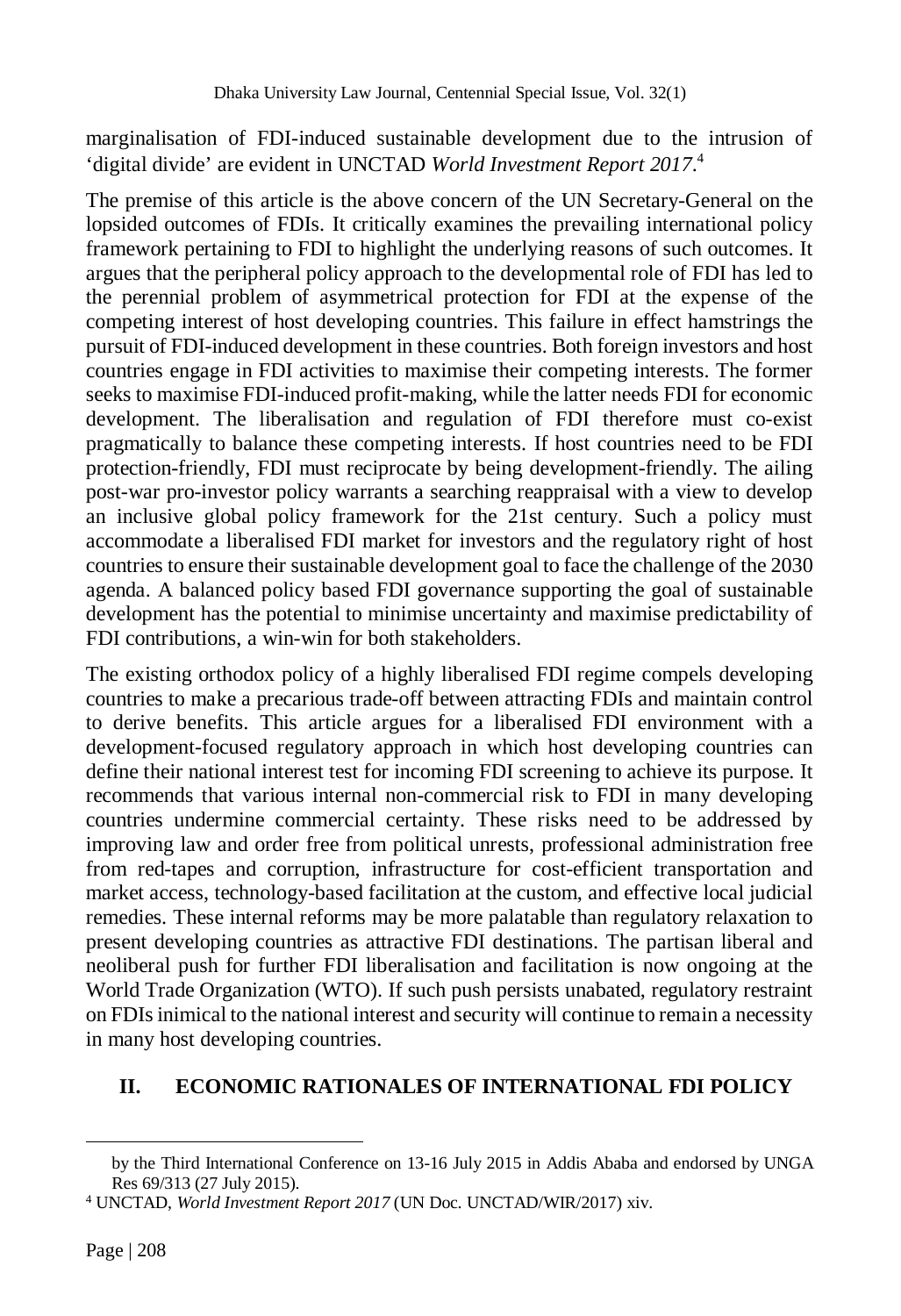marginalisation of FDI-induced sustainable development due to the intrusion of 'digital divide' are evident in UNCTAD *World Investment Report 2017*.[4]

The premise of this article is the above concern of the UN Secretary-General on the lopsided outcomes of FDIs. It critically examines the prevailing international policy framework pertaining to FDI to highlight the underlying reasons of such outcomes. It argues that the peripheral policy approach to the developmental role of FDI has led to the perennial problem of asymmetrical protection for FDI at the expense of the competing interest of host developing countries. This failure in effect hamstrings the pursuit of FDI-induced development in these countries. Both foreign investors and host countries engage in FDI activities to maximise their competing interests. The former seeks to maximise FDI-induced profit-making, while the latter needs FDI for economic development. The liberalisation and regulation of FDI therefore must co-exist pragmatically to balance these competing interests. If host countries need to be FDI protection-friendly, FDI must reciprocate by being development-friendly. The ailing post-war pro-investor policy warrants a searching reappraisal with a view to develop an inclusive global policy framework for the 21st century. Such a policy must accommodate a liberalised FDI market for investors and the regulatory right of host countries to ensure their sustainable development goal to face the challenge of the 2030 agenda. A balanced policy based FDI governance supporting the goal of sustainable development has the potential to minimise uncertainty and maximise predictability of FDI contributions, a win-win for both stakeholders.

The existing orthodox policy of a highly liberalised FDI regime compels developing countries to make a precarious trade-off between attracting FDIs and maintain control to derive benefits. This article argues for a liberalised FDI environment with a development-focused regulatory approach in which host developing countries can define their national interest test for incoming FDI screening to achieve its purpose. It recommends that various internal non-commercial risk to FDI in many developing countries undermine commercial certainty. These risks need to be addressed by improving law and order free from political unrests, professional administration free from red-tapes and corruption, infrastructure for cost-efficient transportation and market access, technology-based facilitation at the custom, and effective local judicial remedies. These internal reforms may be more palatable than regulatory relaxation to present developing countries as attractive FDI destinations. The partisan liberal and neoliberal push for further FDI liberalisation and facilitation is now ongoing at the World Trade Organization (WTO). If such push persists unabated, regulatory restraint on FDIs inimical to the national interest and security will continue to remain a necessity in many host developing countries.

## II. ECONOMIC RATIONALES OF INTERNATIONAL FDI POLICY

---

by the Third International Conference on 13-16 July 2015 in Addis Ababa and endorsed by UNGA Res 69/313 (27 July 2015).

[4] UNCTAD, *World Investment Report 2017* (UN Doc. UNCTAD/WIR/2017) xiv.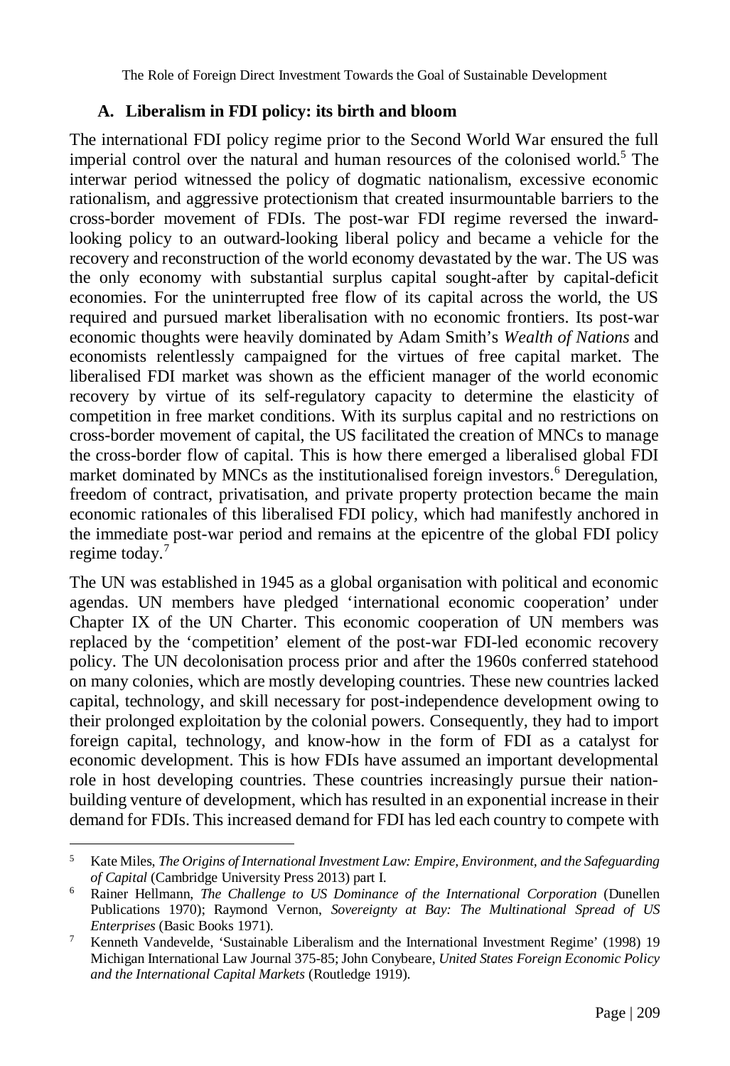### A. Liberalism in FDI policy: its birth and bloom

The international FDI policy regime prior to the Second World War ensured the full imperial control over the natural and human resources of the colonised world.[5] The interwar period witnessed the policy of dogmatic nationalism, excessive economic rationalism, and aggressive protectionism that created insurmountable barriers to the cross-border movement of FDIs. The post-war FDI regime reversed the inward-looking policy to an outward-looking liberal policy and became a vehicle for the recovery and reconstruction of the world economy devastated by the war. The US was the only economy with substantial surplus capital sought-after by capital-deficit economies. For the uninterrupted free flow of its capital across the world, the US required and pursued market liberalisation with no economic frontiers. Its post-war economic thoughts were heavily dominated by Adam Smith's *Wealth of Nations* and economists relentlessly campaigned for the virtues of free capital market. The liberalised FDI market was shown as the efficient manager of the world economic recovery by virtue of its self-regulatory capacity to determine the elasticity of competition in free market conditions. With its surplus capital and no restrictions on cross-border movement of capital, the US facilitated the creation of MNCs to manage the cross-border flow of capital. This is how there emerged a liberalised global FDI market dominated by MNCs as the institutionalised foreign investors.[6] Deregulation, freedom of contract, privatisation, and private property protection became the main economic rationales of this liberalised FDI policy, which had manifestly anchored in the immediate post-war period and remains at the epicentre of the global FDI policy regime today.[7]

The UN was established in 1945 as a global organisation with political and economic agendas. UN members have pledged 'international economic cooperation' under Chapter IX of the UN Charter. This economic cooperation of UN members was replaced by the 'competition' element of the post-war FDI-led economic recovery policy. The UN decolonisation process prior and after the 1960s conferred statehood on many colonies, which are mostly developing countries. These new countries lacked capital, technology, and skill necessary for post-independence development owing to their prolonged exploitation by the colonial powers. Consequently, they had to import foreign capital, technology, and know-how in the form of FDI as a catalyst for economic development. This is how FDIs have assumed an important developmental role in host developing countries. These countries increasingly pursue their nation-building venture of development, which has resulted in an exponential increase in their demand for FDIs. This increased demand for FDI has led each country to compete with

---

[5] Kate Miles, *The Origins of International Investment Law: Empire, Environment, and the Safeguarding of Capital* (Cambridge University Press 2013) part I.

[6] Rainer Hellmann, *The Challenge to US Dominance of the International Corporation* (Dunellen Publications 1970); Raymond Vernon, *Sovereignty at Bay: The Multinational Spread of US Enterprises* (Basic Books 1971).

[7] Kenneth Vandevelde, 'Sustainable Liberalism and the International Investment Regime' (1998) 19 Michigan International Law Journal 375-85; John Conybeare, *United States Foreign Economic Policy and the International Capital Markets* (Routledge 1919).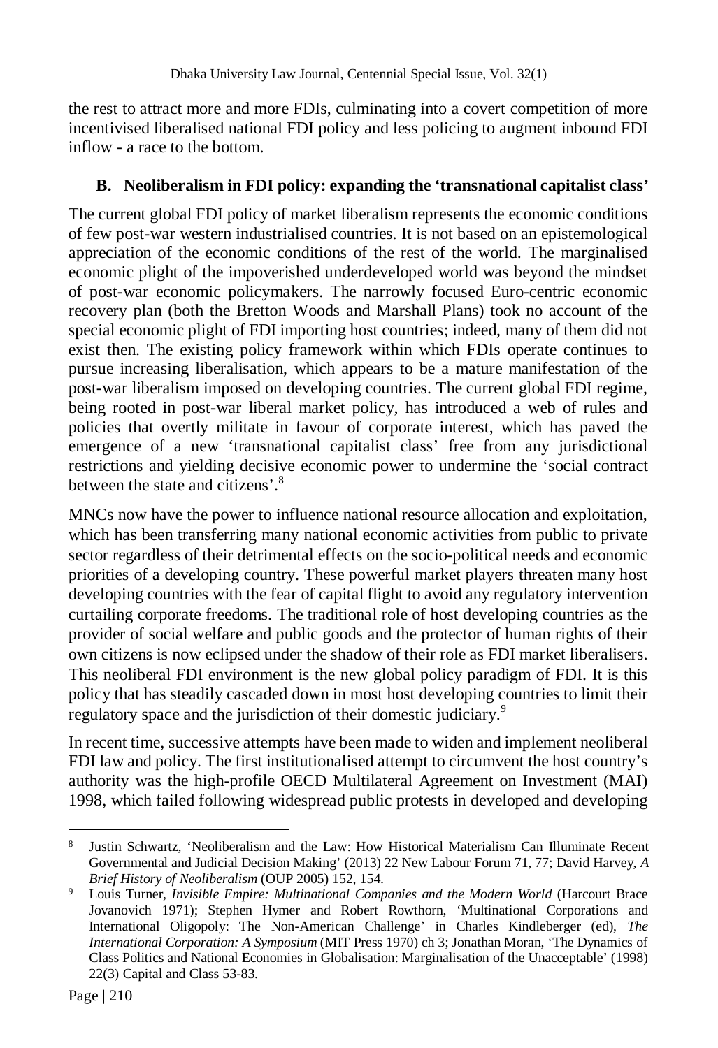the rest to attract more and more FDIs, culminating into a covert competition of more incentivised liberalised national FDI policy and less policing to augment inbound FDI inflow - a race to the bottom.

### B. Neoliberalism in FDI policy: expanding the 'transnational capitalist class'

The current global FDI policy of market liberalism represents the economic conditions of few post-war western industrialised countries. It is not based on an epistemological appreciation of the economic conditions of the rest of the world. The marginalised economic plight of the impoverished underdeveloped world was beyond the mindset of post-war economic policymakers. The narrowly focused Euro-centric economic recovery plan (both the Bretton Woods and Marshall Plans) took no account of the special economic plight of FDI importing host countries; indeed, many of them did not exist then. The existing policy framework within which FDIs operate continues to pursue increasing liberalisation, which appears to be a mature manifestation of the post-war liberalism imposed on developing countries. The current global FDI regime, being rooted in post-war liberal market policy, has introduced a web of rules and policies that overtly militate in favour of corporate interest, which has paved the emergence of a new 'transnational capitalist class' free from any jurisdictional restrictions and yielding decisive economic power to undermine the 'social contract between the state and citizens'.[8]

MNCs now have the power to influence national resource allocation and exploitation, which has been transferring many national economic activities from public to private sector regardless of their detrimental effects on the socio-political needs and economic priorities of a developing country. These powerful market players threaten many host developing countries with the fear of capital flight to avoid any regulatory intervention curtailing corporate freedoms. The traditional role of host developing countries as the provider of social welfare and public goods and the protector of human rights of their own citizens is now eclipsed under the shadow of their role as FDI market liberalisers. This neoliberal FDI environment is the new global policy paradigm of FDI. It is this policy that has steadily cascaded down in most host developing countries to limit their regulatory space and the jurisdiction of their domestic judiciary.[9]

In recent time, successive attempts have been made to widen and implement neoliberal FDI law and policy. The first institutionalised attempt to circumvent the host country's authority was the high-profile OECD Multilateral Agreement on Investment (MAI) 1998, which failed following widespread public protests in developed and developing

---

[8] Justin Schwartz, 'Neoliberalism and the Law: How Historical Materialism Can Illuminate Recent Governmental and Judicial Decision Making' (2013) 22 New Labour Forum 71, 77; David Harvey, *A Brief History of Neoliberalism* (OUP 2005) 152, 154.

[9] Louis Turner, *Invisible Empire: Multinational Companies and the Modern World* (Harcourt Brace Jovanovich 1971); Stephen Hymer and Robert Rowthorn, 'Multinational Corporations and International Oligopoly: The Non-American Challenge' in Charles Kindleberger (ed), *The International Corporation: A Symposium* (MIT Press 1970) ch 3; Jonathan Moran, 'The Dynamics of Class Politics and National Economies in Globalisation: Marginalisation of the Unacceptable' (1998) 22(3) Capital and Class 53-83.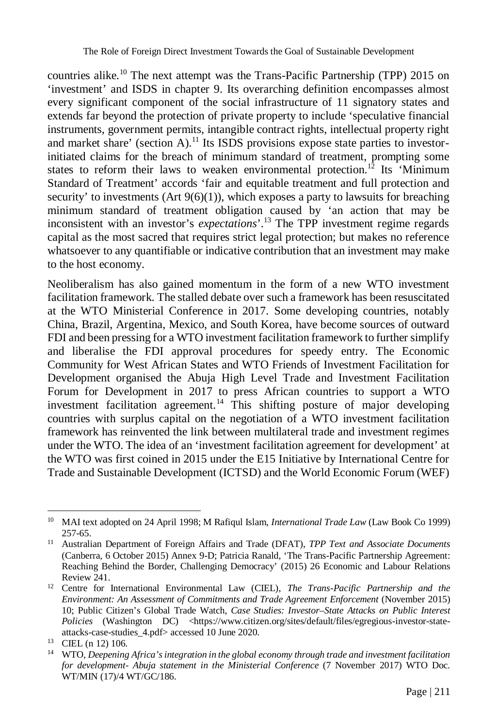countries alike.[10] The next attempt was the Trans-Pacific Partnership (TPP) 2015 on 'investment' and ISDS in chapter 9. Its overarching definition encompasses almost every significant component of the social infrastructure of 11 signatory states and extends far beyond the protection of private property to include 'speculative financial instruments, government permits, intangible contract rights, intellectual property right and market share' (section A).[11] Its ISDS provisions expose state parties to investor-initiated claims for the breach of minimum standard of treatment, prompting some states to reform their laws to weaken environmental protection.[12] Its 'Minimum Standard of Treatment' accords 'fair and equitable treatment and full protection and security' to investments (Art 9(6)(1)), which exposes a party to lawsuits for breaching minimum standard of treatment obligation caused by 'an action that may be inconsistent with an investor's *expectations*'.[13] The TPP investment regime regards capital as the most sacred that requires strict legal protection; but makes no reference whatsoever to any quantifiable or indicative contribution that an investment may make to the host economy.

Neoliberalism has also gained momentum in the form of a new WTO investment facilitation framework. The stalled debate over such a framework has been resuscitated at the WTO Ministerial Conference in 2017. Some developing countries, notably China, Brazil, Argentina, Mexico, and South Korea, have become sources of outward FDI and been pressing for a WTO investment facilitation framework to further simplify and liberalise the FDI approval procedures for speedy entry. The Economic Community for West African States and WTO Friends of Investment Facilitation for Development organised the Abuja High Level Trade and Investment Facilitation Forum for Development in 2017 to press African countries to support a WTO investment facilitation agreement.[14] This shifting posture of major developing countries with surplus capital on the negotiation of a WTO investment facilitation framework has reinvented the link between multilateral trade and investment regimes under the WTO. The idea of an 'investment facilitation agreement for development' at the WTO was first coined in 2015 under the E15 Initiative by International Centre for Trade and Sustainable Development (ICTSD) and the World Economic Forum (WEF)

---

[10] MAI text adopted on 24 April 1998; M Rafiqul Islam, *International Trade Law* (Law Book Co 1999) 257-65.

[11] Australian Department of Foreign Affairs and Trade (DFAT), *TPP Text and Associate Documents* (Canberra, 6 October 2015) Annex 9-D; Patricia Ranald, 'The Trans-Pacific Partnership Agreement: Reaching Behind the Border, Challenging Democracy' (2015) 26 Economic and Labour Relations Review 241.

[12] Centre for International Environmental Law (CIEL), *The Trans-Pacific Partnership and the Environment: An Assessment of Commitments and Trade Agreement Enforcement* (November 2015) 10; Public Citizen's Global Trade Watch, *Case Studies: Investor–State Attacks on Public Interest Policies* (Washington DC) <https://www.citizen.org/sites/default/files/egregious-investor-state-attacks-case-studies_4.pdf> accessed 10 June 2020.

[13] CIEL (n 12) 106.

[14] WTO, *Deepening Africa's integration in the global economy through trade and investment facilitation for development- Abuja statement in the Ministerial Conference* (7 November 2017) WTO Doc. WT/MIN (17)/4 WT/GC/186.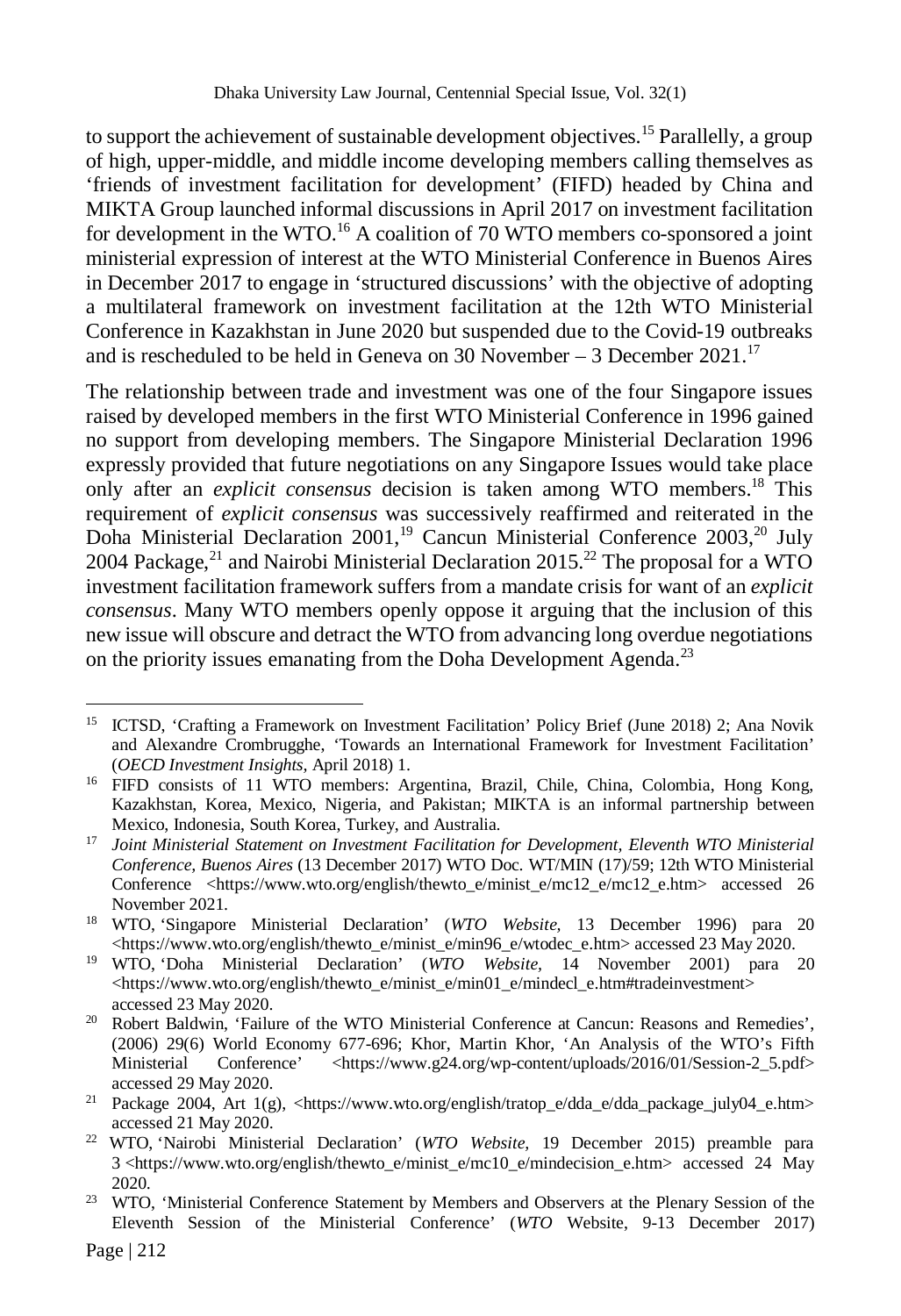to support the achievement of sustainable development objectives.[15] Parallelly, a group of high, upper-middle, and middle income developing members calling themselves as 'friends of investment facilitation for development' (FIFD) headed by China and MIKTA Group launched informal discussions in April 2017 on investment facilitation for development in the WTO.[16] A coalition of 70 WTO members co-sponsored a joint ministerial expression of interest at the WTO Ministerial Conference in Buenos Aires in December 2017 to engage in 'structured discussions' with the objective of adopting a multilateral framework on investment facilitation at the 12th WTO Ministerial Conference in Kazakhstan in June 2020 but suspended due to the Covid-19 outbreaks and is rescheduled to be held in Geneva on 30 November – 3 December 2021.[17]

The relationship between trade and investment was one of the four Singapore issues raised by developed members in the first WTO Ministerial Conference in 1996 gained no support from developing members. The Singapore Ministerial Declaration 1996 expressly provided that future negotiations on any Singapore Issues would take place only after an *explicit consensus* decision is taken among WTO members.[18] This requirement of *explicit consensus* was successively reaffirmed and reiterated in the Doha Ministerial Declaration 2001,[19] Cancun Ministerial Conference 2003,[20] July 2004 Package,[21] and Nairobi Ministerial Declaration 2015.[22] The proposal for a WTO investment facilitation framework suffers from a mandate crisis for want of an *explicit consensus*. Many WTO members openly oppose it arguing that the inclusion of this new issue will obscure and detract the WTO from advancing long overdue negotiations on the priority issues emanating from the Doha Development Agenda.[23]

---

[15] ICTSD, 'Crafting a Framework on Investment Facilitation' Policy Brief (June 2018) 2; Ana Novik and Alexandre Crombrugghe, 'Towards an International Framework for Investment Facilitation' (*OECD Investment Insights*, April 2018) 1.

[16] FIFD consists of 11 WTO members: Argentina, Brazil, Chile, China, Colombia, Hong Kong, Kazakhstan, Korea, Mexico, Nigeria, and Pakistan; MIKTA is an informal partnership between Mexico, Indonesia, South Korea, Turkey, and Australia.

[17] *Joint Ministerial Statement on Investment Facilitation for Development, Eleventh WTO Ministerial Conference, Buenos Aires* (13 December 2017) WTO Doc. WT/MIN (17)/59; 12th WTO Ministerial Conference <https://www.wto.org/english/thewto_e/minist_e/mc12_e/mc12_e.htm> accessed 26 November 2021.

[18] WTO, 'Singapore Ministerial Declaration' (*WTO Website*, 13 December 1996) para 20 <https://www.wto.org/english/thewto_e/minist_e/min96_e/wtodec_e.htm> accessed 23 May 2020.

[19] WTO, 'Doha Ministerial Declaration' (*WTO Website*, 14 November 2001) para 20 <https://www.wto.org/english/thewto_e/minist_e/min01_e/mindecl_e.htm#tradeinvestment> accessed 23 May 2020.

[20] Robert Baldwin, 'Failure of the WTO Ministerial Conference at Cancun: Reasons and Remedies', (2006) 29(6) World Economy 677-696; Khor, Martin Khor, 'An Analysis of the WTO's Fifth Ministerial Conference' <https://www.g24.org/wp-content/uploads/2016/01/Session-2_5.pdf> accessed 29 May 2020.

[21] Package 2004, Art 1(g), <https://www.wto.org/english/tratop_e/dda_e/dda_package_july04_e.htm> accessed 21 May 2020.

[22] WTO, 'Nairobi Ministerial Declaration' (*WTO Website*, 19 December 2015) preamble para 3 <https://www.wto.org/english/thewto_e/minist_e/mc10_e/mindecision_e.htm> accessed 24 May 2020.

[23] WTO, 'Ministerial Conference Statement by Members and Observers at the Plenary Session of the Eleventh Session of the Ministerial Conference' (*WTO* Website, 9-13 December 2017)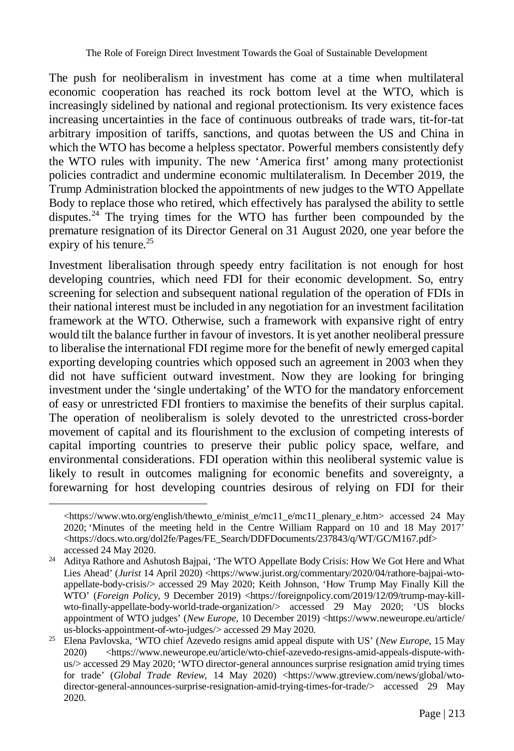The push for neoliberalism in investment has come at a time when multilateral economic cooperation has reached its rock bottom level at the WTO, which is increasingly sidelined by national and regional protectionism. Its very existence faces increasing uncertainties in the face of continuous outbreaks of trade wars, tit-for-tat arbitrary imposition of tariffs, sanctions, and quotas between the US and China in which the WTO has become a helpless spectator. Powerful members consistently defy the WTO rules with impunity. The new 'America first' among many protectionist policies contradict and undermine economic multilateralism. In December 2019, the Trump Administration blocked the appointments of new judges to the WTO Appellate Body to replace those who retired, which effectively has paralysed the ability to settle disputes.[24] The trying times for the WTO has further been compounded by the premature resignation of its Director General on 31 August 2020, one year before the expiry of his tenure.[25]

Investment liberalisation through speedy entry facilitation is not enough for host developing countries, which need FDI for their economic development. So, entry screening for selection and subsequent national regulation of the operation of FDIs in their national interest must be included in any negotiation for an investment facilitation framework at the WTO. Otherwise, such a framework with expansive right of entry would tilt the balance further in favour of investors. It is yet another neoliberal pressure to liberalise the international FDI regime more for the benefit of newly emerged capital exporting developing countries which opposed such an agreement in 2003 when they did not have sufficient outward investment. Now they are looking for bringing investment under the 'single undertaking' of the WTO for the mandatory enforcement of easy or unrestricted FDI frontiers to maximise the benefits of their surplus capital. The operation of neoliberalism is solely devoted to the unrestricted cross-border movement of capital and its flourishment to the exclusion of competing interests of capital importing countries to preserve their public policy space, welfare, and environmental considerations. FDI operation within this neoliberal systemic value is likely to result in outcomes maligning for economic benefits and sovereignty, a forewarning for host developing countries desirous of relying on FDI for their

---

<https://www.wto.org/english/thewto_e/minist_e/mc11_e/mc11_plenary_e.htm> accessed 24 May 2020; 'Minutes of the meeting held in the Centre William Rappard on 10 and 18 May 2017' <https://docs.wto.org/dol2fe/Pages/FE_Search/DDFDocuments/237843/q/WT/GC/M167.pdf> accessed 24 May 2020.

[24] Aditya Rathore and Ashutosh Bajpai, 'The WTO Appellate Body Crisis: How We Got Here and What Lies Ahead' (*Jurist* 14 April 2020) <https://www.jurist.org/commentary/2020/04/rathore-bajpai-wto-appellate-body-crisis/> accessed 29 May 2020; Keith Johnson, 'How Trump May Finally Kill the WTO' (*Foreign Policy*, 9 December 2019) <https://foreignpolicy.com/2019/12/09/trump-may-kill-wto-finally-appellate-body-world-trade-organization/> accessed 29 May 2020; 'US blocks appointment of WTO judges' (*New Europe*, 10 December 2019) <https://www.neweurope.eu/article/us-blocks-appointment-of-wto-judges/> accessed 29 May 2020.

[25] Elena Pavlovska, 'WTO chief Azevedo resigns amid appeal dispute with US' (*New Europe*, 15 May 2020) <https://www.neweurope.eu/article/wto-chief-azevedo-resigns-amid-appeals-dispute-with-us/> accessed 29 May 2020; 'WTO director-general announces surprise resignation amid trying times for trade' (*Global Trade Review*, 14 May 2020) <https://www.gtreview.com/news/global/wto-director-general-announces-surprise-resignation-amid-trying-times-for-trade/> accessed 29 May 2020.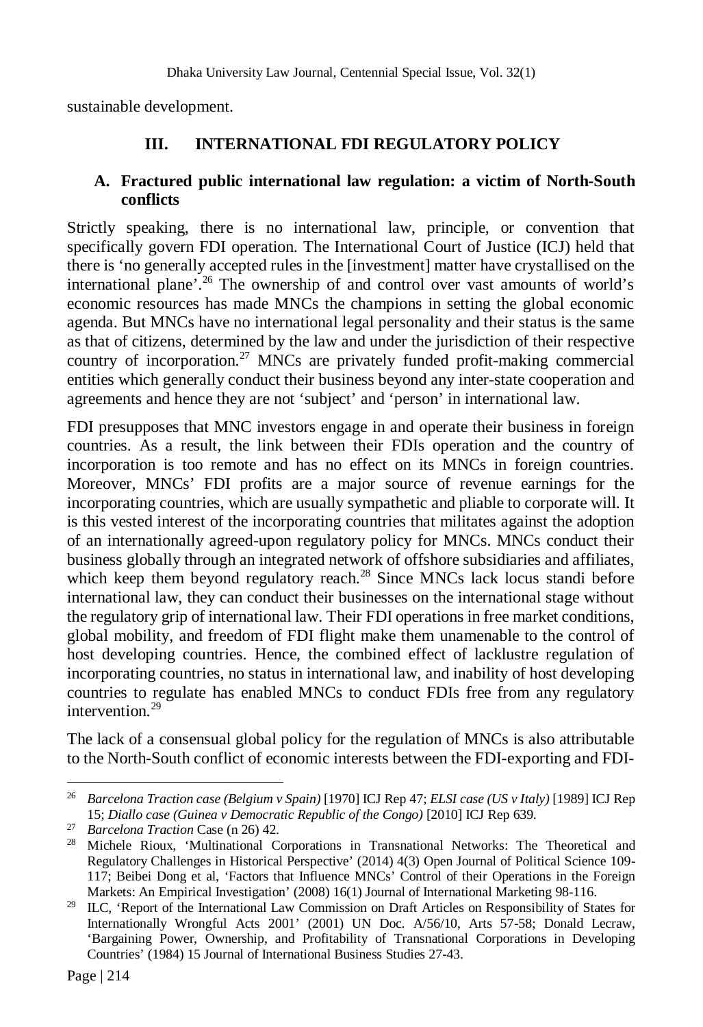sustainable development.

## III. INTERNATIONAL FDI REGULATORY POLICY

### A. Fractured public international law regulation: a victim of North-South conflicts

Strictly speaking, there is no international law, principle, or convention that specifically govern FDI operation. The International Court of Justice (ICJ) held that there is 'no generally accepted rules in the [investment] matter have crystallised on the international plane'.[26] The ownership of and control over vast amounts of world's economic resources has made MNCs the champions in setting the global economic agenda. But MNCs have no international legal personality and their status is the same as that of citizens, determined by the law and under the jurisdiction of their respective country of incorporation.[27] MNCs are privately funded profit-making commercial entities which generally conduct their business beyond any inter-state cooperation and agreements and hence they are not 'subject' and 'person' in international law.

FDI presupposes that MNC investors engage in and operate their business in foreign countries. As a result, the link between their FDIs operation and the country of incorporation is too remote and has no effect on its MNCs in foreign countries. Moreover, MNCs' FDI profits are a major source of revenue earnings for the incorporating countries, which are usually sympathetic and pliable to corporate will. It is this vested interest of the incorporating countries that militates against the adoption of an internationally agreed-upon regulatory policy for MNCs. MNCs conduct their business globally through an integrated network of offshore subsidiaries and affiliates, which keep them beyond regulatory reach.[28] Since MNCs lack locus standi before international law, they can conduct their businesses on the international stage without the regulatory grip of international law. Their FDI operations in free market conditions, global mobility, and freedom of FDI flight make them unamenable to the control of host developing countries. Hence, the combined effect of lacklustre regulation of incorporating countries, no status in international law, and inability of host developing countries to regulate has enabled MNCs to conduct FDIs free from any regulatory intervention.[29]

The lack of a consensual global policy for the regulation of MNCs is also attributable to the North-South conflict of economic interests between the FDI-exporting and FDI-

---

[26] *Barcelona Traction case (Belgium v Spain)* [1970] ICJ Rep 47; *ELSI case (US v Italy)* [1989] ICJ Rep 15; *Diallo case (Guinea v Democratic Republic of the Congo)* [2010] ICJ Rep 639.

[27] *Barcelona Traction* Case (n 26) 42.

[28] Michele Rioux, 'Multinational Corporations in Transnational Networks: The Theoretical and Regulatory Challenges in Historical Perspective' (2014) 4(3) Open Journal of Political Science 109-117; Beibei Dong et al, 'Factors that Influence MNCs' Control of their Operations in the Foreign Markets: An Empirical Investigation' (2008) 16(1) Journal of International Marketing 98-116.

[29] ILC, 'Report of the International Law Commission on Draft Articles on Responsibility of States for Internationally Wrongful Acts 2001' (2001) UN Doc. A/56/10, Arts 57-58; Donald Lecraw, 'Bargaining Power, Ownership, and Profitability of Transnational Corporations in Developing Countries' (1984) 15 Journal of International Business Studies 27-43.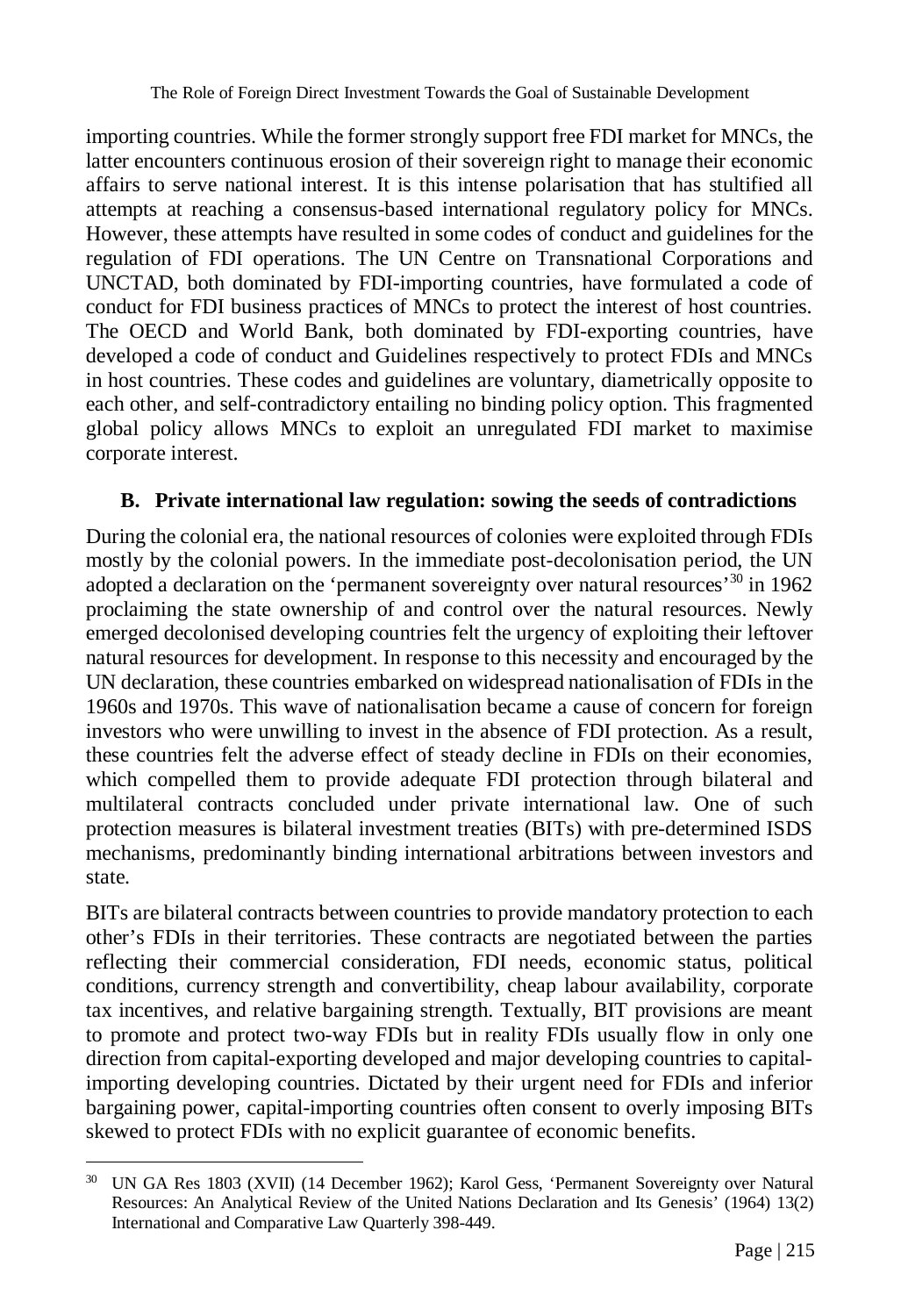importing countries. While the former strongly support free FDI market for MNCs, the latter encounters continuous erosion of their sovereign right to manage their economic affairs to serve national interest. It is this intense polarisation that has stultified all attempts at reaching a consensus-based international regulatory policy for MNCs. However, these attempts have resulted in some codes of conduct and guidelines for the regulation of FDI operations. The UN Centre on Transnational Corporations and UNCTAD, both dominated by FDI-importing countries, have formulated a code of conduct for FDI business practices of MNCs to protect the interest of host countries. The OECD and World Bank, both dominated by FDI-exporting countries, have developed a code of conduct and Guidelines respectively to protect FDIs and MNCs in host countries. These codes and guidelines are voluntary, diametrically opposite to each other, and self-contradictory entailing no binding policy option. This fragmented global policy allows MNCs to exploit an unregulated FDI market to maximise corporate interest.

### B. Private international law regulation: sowing the seeds of contradictions

During the colonial era, the national resources of colonies were exploited through FDIs mostly by the colonial powers. In the immediate post-decolonisation period, the UN adopted a declaration on the 'permanent sovereignty over natural resources'[30] in 1962 proclaiming the state ownership of and control over the natural resources. Newly emerged decolonised developing countries felt the urgency of exploiting their leftover natural resources for development. In response to this necessity and encouraged by the UN declaration, these countries embarked on widespread nationalisation of FDIs in the 1960s and 1970s. This wave of nationalisation became a cause of concern for foreign investors who were unwilling to invest in the absence of FDI protection. As a result, these countries felt the adverse effect of steady decline in FDIs on their economies, which compelled them to provide adequate FDI protection through bilateral and multilateral contracts concluded under private international law. One of such protection measures is bilateral investment treaties (BITs) with pre-determined ISDS mechanisms, predominantly binding international arbitrations between investors and state.

BITs are bilateral contracts between countries to provide mandatory protection to each other's FDIs in their territories. These contracts are negotiated between the parties reflecting their commercial consideration, FDI needs, economic status, political conditions, currency strength and convertibility, cheap labour availability, corporate tax incentives, and relative bargaining strength. Textually, BIT provisions are meant to promote and protect two-way FDIs but in reality FDIs usually flow in only one direction from capital-exporting developed and major developing countries to capital-importing developing countries. Dictated by their urgent need for FDIs and inferior bargaining power, capital-importing countries often consent to overly imposing BITs skewed to protect FDIs with no explicit guarantee of economic benefits.

---

[30] UN GA Res 1803 (XVII) (14 December 1962); Karol Gess, 'Permanent Sovereignty over Natural Resources: An Analytical Review of the United Nations Declaration and Its Genesis' (1964) 13(2) International and Comparative Law Quarterly 398-449.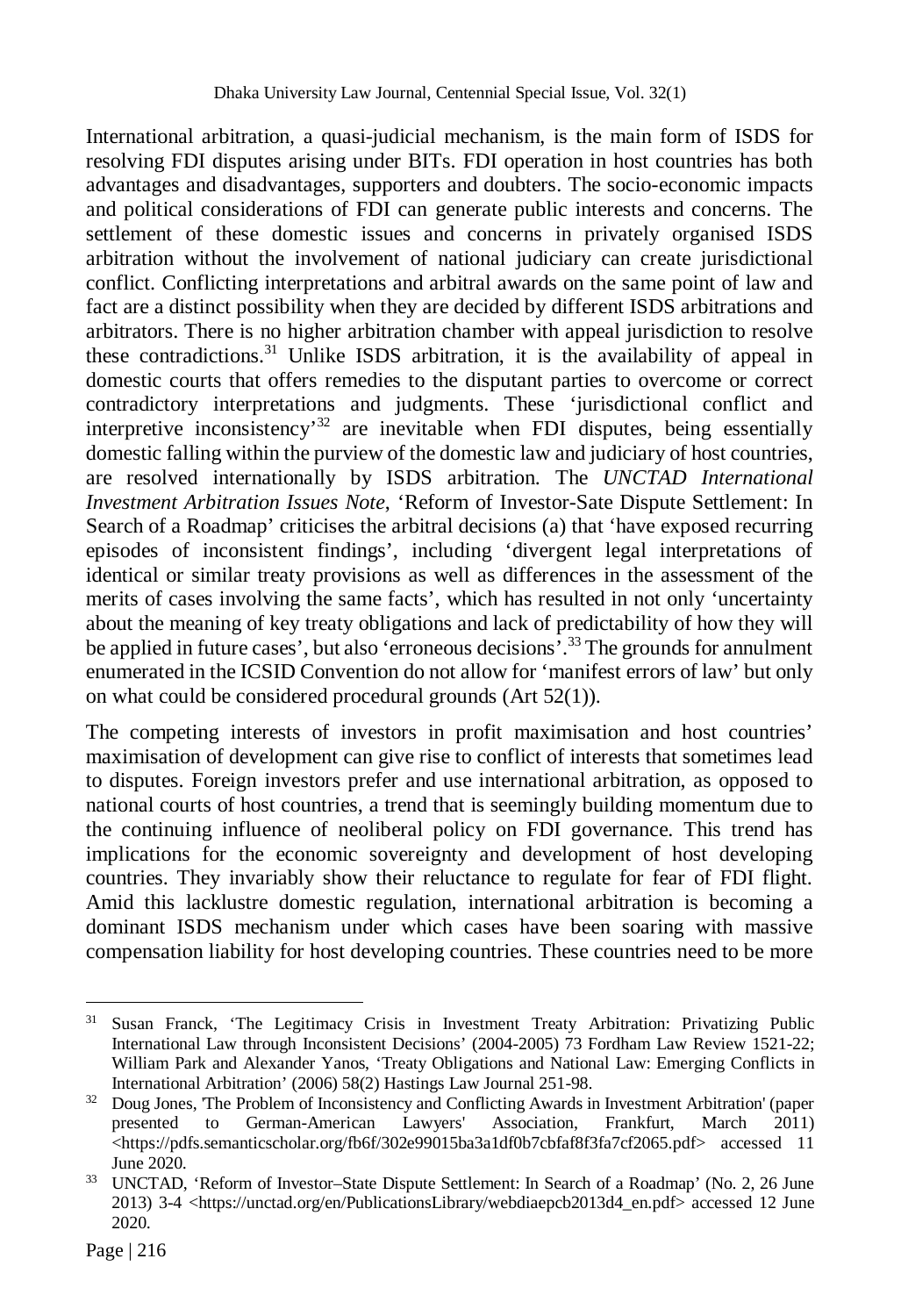International arbitration, a quasi-judicial mechanism, is the main form of ISDS for resolving FDI disputes arising under BITs. FDI operation in host countries has both advantages and disadvantages, supporters and doubters. The socio-economic impacts and political considerations of FDI can generate public interests and concerns. The settlement of these domestic issues and concerns in privately organised ISDS arbitration without the involvement of national judiciary can create jurisdictional conflict. Conflicting interpretations and arbitral awards on the same point of law and fact are a distinct possibility when they are decided by different ISDS arbitrations and arbitrators. There is no higher arbitration chamber with appeal jurisdiction to resolve these contradictions.[31] Unlike ISDS arbitration, it is the availability of appeal in domestic courts that offers remedies to the disputant parties to overcome or correct contradictory interpretations and judgments. These 'jurisdictional conflict and interpretive inconsistency'[32] are inevitable when FDI disputes, being essentially domestic falling within the purview of the domestic law and judiciary of host countries, are resolved internationally by ISDS arbitration. The *UNCTAD International Investment Arbitration Issues Note*, 'Reform of Investor-Sate Dispute Settlement: In Search of a Roadmap' criticises the arbitral decisions (a) that 'have exposed recurring episodes of inconsistent findings', including 'divergent legal interpretations of identical or similar treaty provisions as well as differences in the assessment of the merits of cases involving the same facts', which has resulted in not only 'uncertainty about the meaning of key treaty obligations and lack of predictability of how they will be applied in future cases', but also 'erroneous decisions'.[33] The grounds for annulment enumerated in the ICSID Convention do not allow for 'manifest errors of law' but only on what could be considered procedural grounds (Art 52(1)).

The competing interests of investors in profit maximisation and host countries' maximisation of development can give rise to conflict of interests that sometimes lead to disputes. Foreign investors prefer and use international arbitration, as opposed to national courts of host countries, a trend that is seemingly building momentum due to the continuing influence of neoliberal policy on FDI governance. This trend has implications for the economic sovereignty and development of host developing countries. They invariably show their reluctance to regulate for fear of FDI flight. Amid this lacklustre domestic regulation, international arbitration is becoming a dominant ISDS mechanism under which cases have been soaring with massive compensation liability for host developing countries. These countries need to be more

---

[31] Susan Franck, 'The Legitimacy Crisis in Investment Treaty Arbitration: Privatizing Public International Law through Inconsistent Decisions' (2004-2005) 73 Fordham Law Review 1521-22; William Park and Alexander Yanos, 'Treaty Obligations and National Law: Emerging Conflicts in International Arbitration' (2006) 58(2) Hastings Law Journal 251-98.

[32] Doug Jones, 'The Problem of Inconsistency and Conflicting Awards in Investment Arbitration' (paper presented to German-American Lawyers' Association, Frankfurt, March 2011) <https://pdfs.semanticscholar.org/fb6f/302e99015ba3a1df0b7cbfaf8f3fa7cf2065.pdf> accessed 11 June 2020.

[33] UNCTAD, 'Reform of Investor–State Dispute Settlement: In Search of a Roadmap' (No. 2, 26 June 2013) 3-4 <https://unctad.org/en/PublicationsLibrary/webdiaepcb2013d4_en.pdf> accessed 12 June 2020.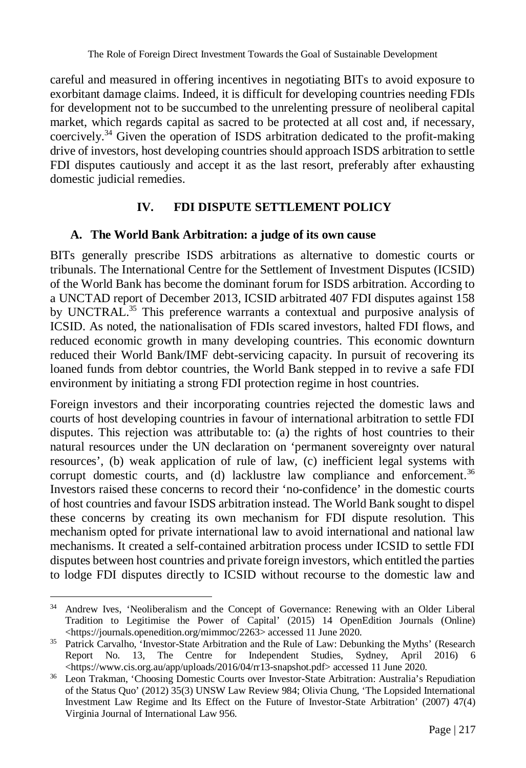careful and measured in offering incentives in negotiating BITs to avoid exposure to exorbitant damage claims. Indeed, it is difficult for developing countries needing FDIs for development not to be succumbed to the unrelenting pressure of neoliberal capital market, which regards capital as sacred to be protected at all cost and, if necessary, coercively.[34] Given the operation of ISDS arbitration dedicated to the profit-making drive of investors, host developing countries should approach ISDS arbitration to settle FDI disputes cautiously and accept it as the last resort, preferably after exhausting domestic judicial remedies.

## IV. FDI DISPUTE SETTLEMENT POLICY

### A. The World Bank Arbitration: a judge of its own cause

BITs generally prescribe ISDS arbitrations as alternative to domestic courts or tribunals. The International Centre for the Settlement of Investment Disputes (ICSID) of the World Bank has become the dominant forum for ISDS arbitration. According to a UNCTAD report of December 2013, ICSID arbitrated 407 FDI disputes against 158 by UNCTRAL.[35] This preference warrants a contextual and purposive analysis of ICSID. As noted, the nationalisation of FDIs scared investors, halted FDI flows, and reduced economic growth in many developing countries. This economic downturn reduced their World Bank/IMF debt-servicing capacity. In pursuit of recovering its loaned funds from debtor countries, the World Bank stepped in to revive a safe FDI environment by initiating a strong FDI protection regime in host countries.

Foreign investors and their incorporating countries rejected the domestic laws and courts of host developing countries in favour of international arbitration to settle FDI disputes. This rejection was attributable to: (a) the rights of host countries to their natural resources under the UN declaration on 'permanent sovereignty over natural resources', (b) weak application of rule of law, (c) inefficient legal systems with corrupt domestic courts, and (d) lacklustre law compliance and enforcement.[36] Investors raised these concerns to record their 'no-confidence' in the domestic courts of host countries and favour ISDS arbitration instead. The World Bank sought to dispel these concerns by creating its own mechanism for FDI dispute resolution. This mechanism opted for private international law to avoid international and national law mechanisms. It created a self-contained arbitration process under ICSID to settle FDI disputes between host countries and private foreign investors, which entitled the parties to lodge FDI disputes directly to ICSID without recourse to the domestic law and

---

[34] Andrew Ives, 'Neoliberalism and the Concept of Governance: Renewing with an Older Liberal Tradition to Legitimise the Power of Capital' (2015) 14 OpenEdition Journals (Online) <https://journals.openedition.org/mimmoc/2263> accessed 11 June 2020.

[35] Patrick Carvalho, 'Investor-State Arbitration and the Rule of Law: Debunking the Myths' (Research Report No. 13, The Centre for Independent Studies, Sydney, April 2016) 6 <https://www.cis.org.au/app/uploads/2016/04/rr13-snapshot.pdf> accessed 11 June 2020.

[36] Leon Trakman, 'Choosing Domestic Courts over Investor-State Arbitration: Australia's Repudiation of the Status Quo' (2012) 35(3) UNSW Law Review 984; Olivia Chung, 'The Lopsided International Investment Law Regime and Its Effect on the Future of Investor-State Arbitration' (2007) 47(4) Virginia Journal of International Law 956.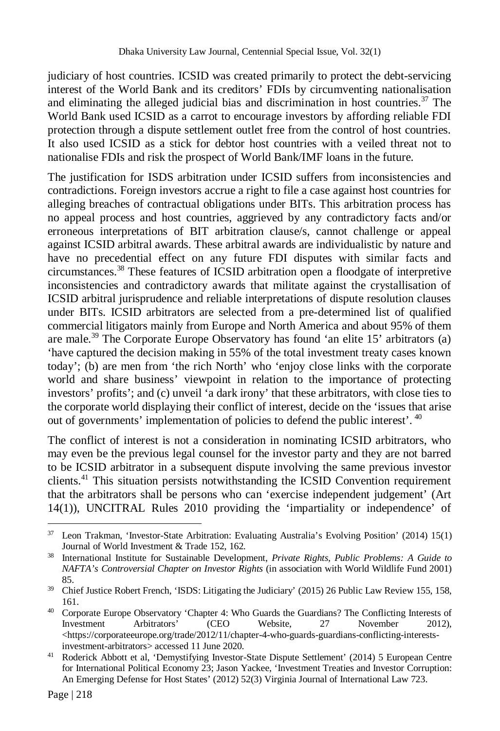judiciary of host countries. ICSID was created primarily to protect the debt-servicing interest of the World Bank and its creditors' FDIs by circumventing nationalisation and eliminating the alleged judicial bias and discrimination in host countries.[37] The World Bank used ICSID as a carrot to encourage investors by affording reliable FDI protection through a dispute settlement outlet free from the control of host countries. It also used ICSID as a stick for debtor host countries with a veiled threat not to nationalise FDIs and risk the prospect of World Bank/IMF loans in the future.

The justification for ISDS arbitration under ICSID suffers from inconsistencies and contradictions. Foreign investors accrue a right to file a case against host countries for alleging breaches of contractual obligations under BITs. This arbitration process has no appeal process and host countries, aggrieved by any contradictory facts and/or erroneous interpretations of BIT arbitration clause/s, cannot challenge or appeal against ICSID arbitral awards. These arbitral awards are individualistic by nature and have no precedential effect on any future FDI disputes with similar facts and circumstances.[38] These features of ICSID arbitration open a floodgate of interpretive inconsistencies and contradictory awards that militate against the crystallisation of ICSID arbitral jurisprudence and reliable interpretations of dispute resolution clauses under BITs. ICSID arbitrators are selected from a pre-determined list of qualified commercial litigators mainly from Europe and North America and about 95% of them are male.[39] The Corporate Europe Observatory has found 'an elite 15' arbitrators (a) 'have captured the decision making in 55% of the total investment treaty cases known today'; (b) are men from 'the rich North' who 'enjoy close links with the corporate world and share business' viewpoint in relation to the importance of protecting investors' profits'; and (c) unveil 'a dark irony' that these arbitrators, with close ties to the corporate world displaying their conflict of interest, decide on the 'issues that arise out of governments' implementation of policies to defend the public interest'.[40]

The conflict of interest is not a consideration in nominating ICSID arbitrators, who may even be the previous legal counsel for the investor party and they are not barred to be ICSID arbitrator in a subsequent dispute involving the same previous investor clients.[41] This situation persists notwithstanding the ICSID Convention requirement that the arbitrators shall be persons who can 'exercise independent judgement' (Art 14(1)), UNCITRAL Rules 2010 providing the 'impartiality or independence' of

---

[37] Leon Trakman, 'Investor-State Arbitration: Evaluating Australia's Evolving Position' (2014) 15(1) Journal of World Investment & Trade 152, 162.

[38] International Institute for Sustainable Development, *Private Rights, Public Problems: A Guide to NAFTA's Controversial Chapter on Investor Rights* (in association with World Wildlife Fund 2001) 85.

[39] Chief Justice Robert French, 'ISDS: Litigating the Judiciary' (2015) 26 Public Law Review 155, 158, 161.

[40] Corporate Europe Observatory 'Chapter 4: Who Guards the Guardians? The Conflicting Interests of Investment Arbitrators' (CEO Website, 27 November 2012), <https://corporateeurope.org/trade/2012/11/chapter-4-who-guards-guardians-conflicting-interests-investment-arbitrators> accessed 11 June 2020.

[41] Roderick Abbott et al, 'Demystifying Investor-State Dispute Settlement' (2014) 5 European Centre for International Political Economy 23; Jason Yackee, 'Investment Treaties and Investor Corruption: An Emerging Defense for Host States' (2012) 52(3) Virginia Journal of International Law 723.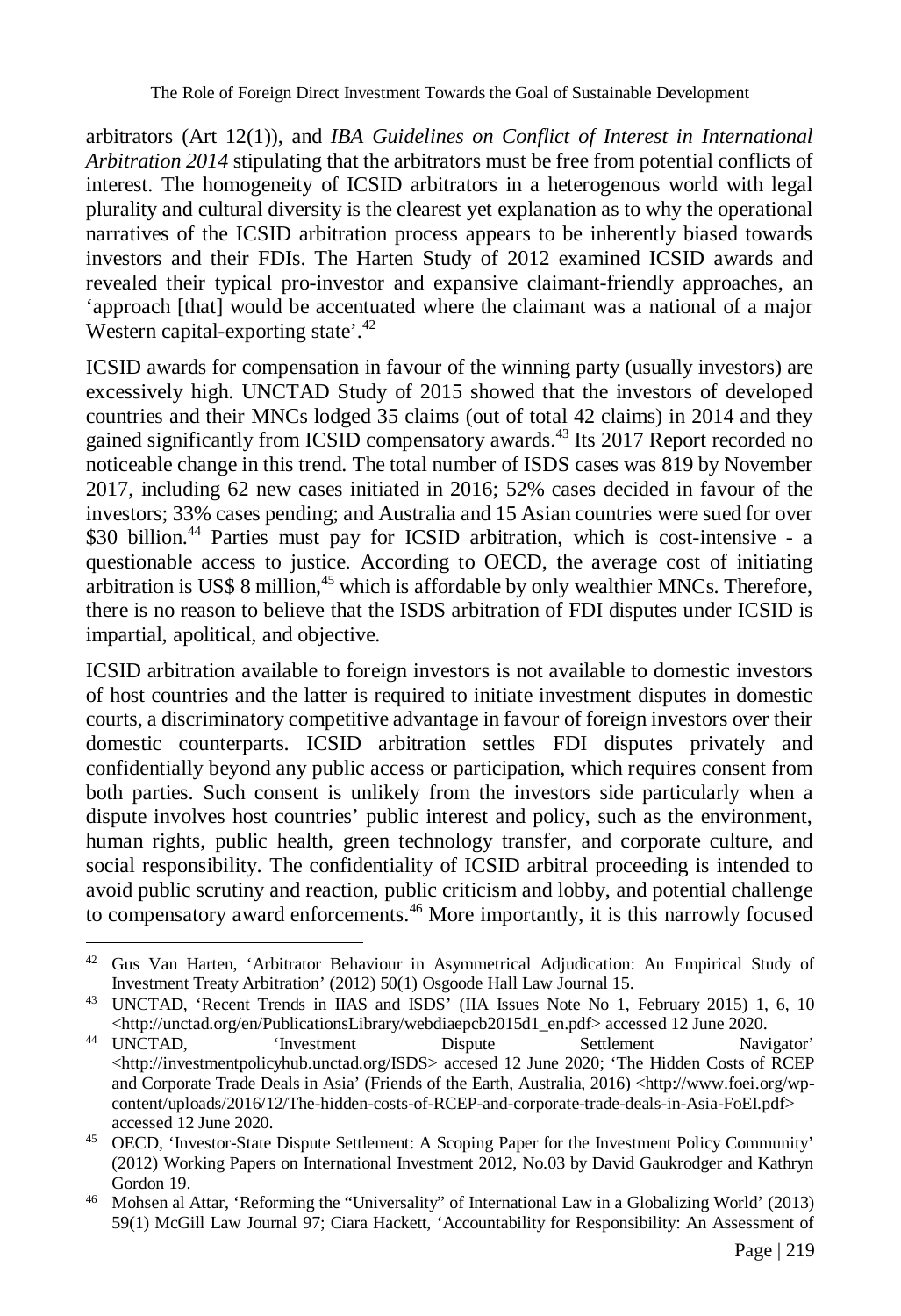arbitrators (Art 12(1)), and *IBA Guidelines on Conflict of Interest in International Arbitration 2014* stipulating that the arbitrators must be free from potential conflicts of interest. The homogeneity of ICSID arbitrators in a heterogenous world with legal plurality and cultural diversity is the clearest yet explanation as to why the operational narratives of the ICSID arbitration process appears to be inherently biased towards investors and their FDIs. The Harten Study of 2012 examined ICSID awards and revealed their typical pro-investor and expansive claimant-friendly approaches, an 'approach [that] would be accentuated where the claimant was a national of a major Western capital-exporting state'.[42]

ICSID awards for compensation in favour of the winning party (usually investors) are excessively high. UNCTAD Study of 2015 showed that the investors of developed countries and their MNCs lodged 35 claims (out of total 42 claims) in 2014 and they gained significantly from ICSID compensatory awards.[43] Its 2017 Report recorded no noticeable change in this trend. The total number of ISDS cases was 819 by November 2017, including 62 new cases initiated in 2016; 52% cases decided in favour of the investors; 33% cases pending; and Australia and 15 Asian countries were sued for over \$30 billion.[44] Parties must pay for ICSID arbitration, which is cost-intensive - a questionable access to justice. According to OECD, the average cost of initiating arbitration is US\$ 8 million,[45] which is affordable by only wealthier MNCs. Therefore, there is no reason to believe that the ISDS arbitration of FDI disputes under ICSID is impartial, apolitical, and objective.

ICSID arbitration available to foreign investors is not available to domestic investors of host countries and the latter is required to initiate investment disputes in domestic courts, a discriminatory competitive advantage in favour of foreign investors over their domestic counterparts. ICSID arbitration settles FDI disputes privately and confidentially beyond any public access or participation, which requires consent from both parties. Such consent is unlikely from the investors side particularly when a dispute involves host countries' public interest and policy, such as the environment, human rights, public health, green technology transfer, and corporate culture, and social responsibility. The confidentiality of ICSID arbitral proceeding is intended to avoid public scrutiny and reaction, public criticism and lobby, and potential challenge to compensatory award enforcements.[46] More importantly, it is this narrowly focused

---

[42] Gus Van Harten, 'Arbitrator Behaviour in Asymmetrical Adjudication: An Empirical Study of Investment Treaty Arbitration' (2012) 50(1) Osgoode Hall Law Journal 15.

[43] UNCTAD, 'Recent Trends in IIAS and ISDS' (IIA Issues Note No 1, February 2015) 1, 6, 10 <http://unctad.org/en/PublicationsLibrary/webdiaepcb2015d1_en.pdf> accessed 12 June 2020.

[44] UNCTAD, 'Investment Dispute Settlement Navigator' <http://investmentpolicyhub.unctad.org/ISDS> accesed 12 June 2020; 'The Hidden Costs of RCEP and Corporate Trade Deals in Asia' (Friends of the Earth, Australia, 2016) <http://www.foei.org/wp-content/uploads/2016/12/The-hidden-costs-of-RCEP-and-corporate-trade-deals-in-Asia-FoEI.pdf> accessed 12 June 2020.

[45] OECD, 'Investor-State Dispute Settlement: A Scoping Paper for the Investment Policy Community' (2012) Working Papers on International Investment 2012, No.03 by David Gaukrodger and Kathryn Gordon 19.

[46] Mohsen al Attar, 'Reforming the "Universality" of International Law in a Globalizing World' (2013) 59(1) McGill Law Journal 97; Ciara Hackett, 'Accountability for Responsibility: An Assessment of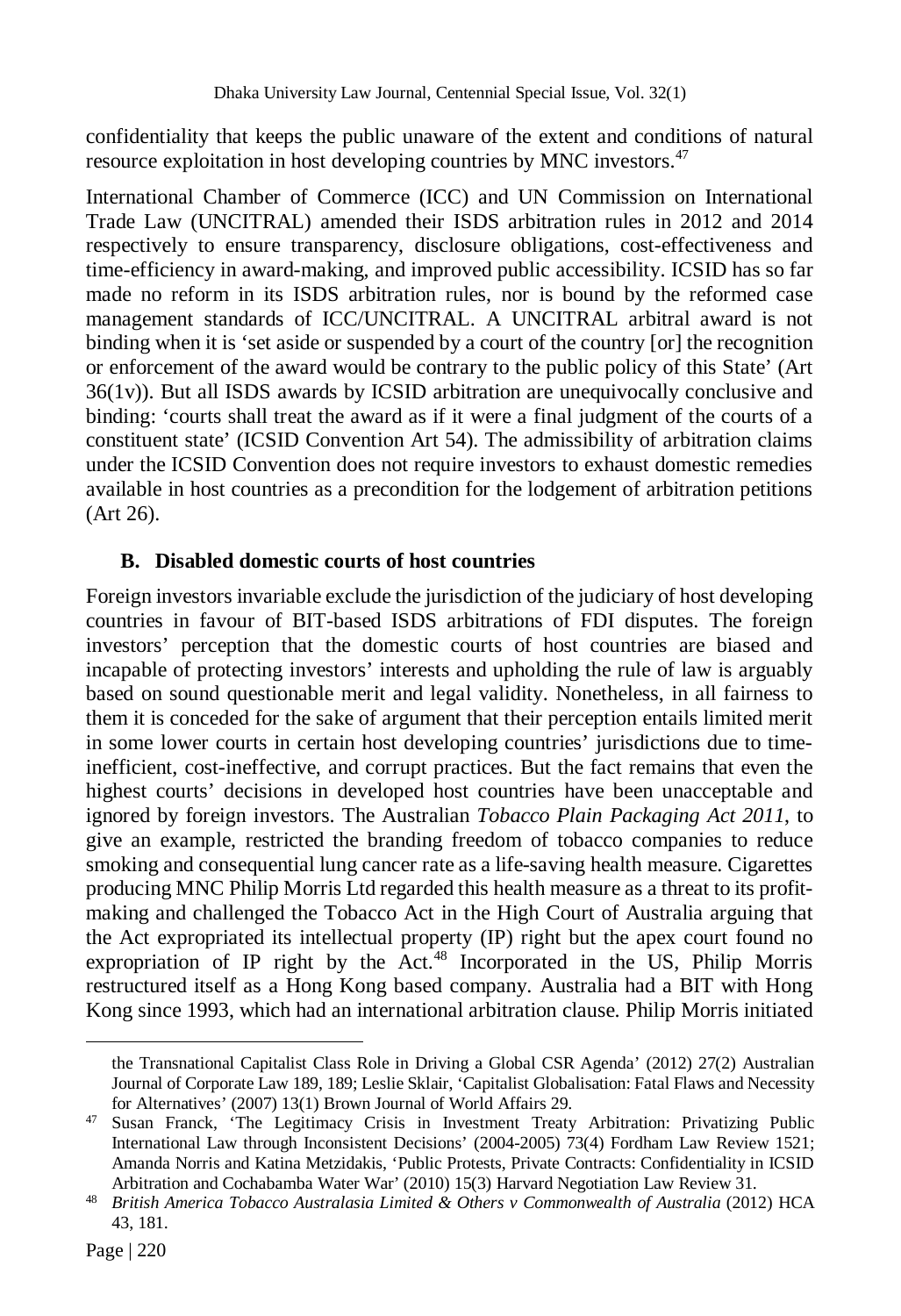confidentiality that keeps the public unaware of the extent and conditions of natural resource exploitation in host developing countries by MNC investors.[47]

International Chamber of Commerce (ICC) and UN Commission on International Trade Law (UNCITRAL) amended their ISDS arbitration rules in 2012 and 2014 respectively to ensure transparency, disclosure obligations, cost-effectiveness and time-efficiency in award-making, and improved public accessibility. ICSID has so far made no reform in its ISDS arbitration rules, nor is bound by the reformed case management standards of ICC/UNCITRAL. A UNCITRAL arbitral award is not binding when it is 'set aside or suspended by a court of the country [or] the recognition or enforcement of the award would be contrary to the public policy of this State' (Art 36(1v)). But all ISDS awards by ICSID arbitration are unequivocally conclusive and binding: 'courts shall treat the award as if it were a final judgment of the courts of a constituent state' (ICSID Convention Art 54). The admissibility of arbitration claims under the ICSID Convention does not require investors to exhaust domestic remedies available in host countries as a precondition for the lodgement of arbitration petitions (Art 26).

### B. Disabled domestic courts of host countries

Foreign investors invariable exclude the jurisdiction of the judiciary of host developing countries in favour of BIT-based ISDS arbitrations of FDI disputes. The foreign investors' perception that the domestic courts of host countries are biased and incapable of protecting investors' interests and upholding the rule of law is arguably based on sound questionable merit and legal validity. Nonetheless, in all fairness to them it is conceded for the sake of argument that their perception entails limited merit in some lower courts in certain host developing countries' jurisdictions due to time-inefficient, cost-ineffective, and corrupt practices. But the fact remains that even the highest courts' decisions in developed host countries have been unacceptable and ignored by foreign investors. The Australian *Tobacco Plain Packaging Act 2011*, to give an example, restricted the branding freedom of tobacco companies to reduce smoking and consequential lung cancer rate as a life-saving health measure. Cigarettes producing MNC Philip Morris Ltd regarded this health measure as a threat to its profit-making and challenged the Tobacco Act in the High Court of Australia arguing that the Act expropriated its intellectual property (IP) right but the apex court found no expropriation of IP right by the Act.[48] Incorporated in the US, Philip Morris restructured itself as a Hong Kong based company. Australia had a BIT with Hong Kong since 1993, which had an international arbitration clause. Philip Morris initiated

---

the Transnational Capitalist Class Role in Driving a Global CSR Agenda' (2012) 27(2) Australian Journal of Corporate Law 189, 189; Leslie Sklair, 'Capitalist Globalisation: Fatal Flaws and Necessity for Alternatives' (2007) 13(1) Brown Journal of World Affairs 29.

[47] Susan Franck, 'The Legitimacy Crisis in Investment Treaty Arbitration: Privatizing Public International Law through Inconsistent Decisions' (2004-2005) 73(4) Fordham Law Review 1521; Amanda Norris and Katina Metzidakis, 'Public Protests, Private Contracts: Confidentiality in ICSID Arbitration and Cochabamba Water War' (2010) 15(3) Harvard Negotiation Law Review 31.

[48] *British America Tobacco Australasia Limited & Others v Commonwealth of Australia* (2012) HCA 43, 181.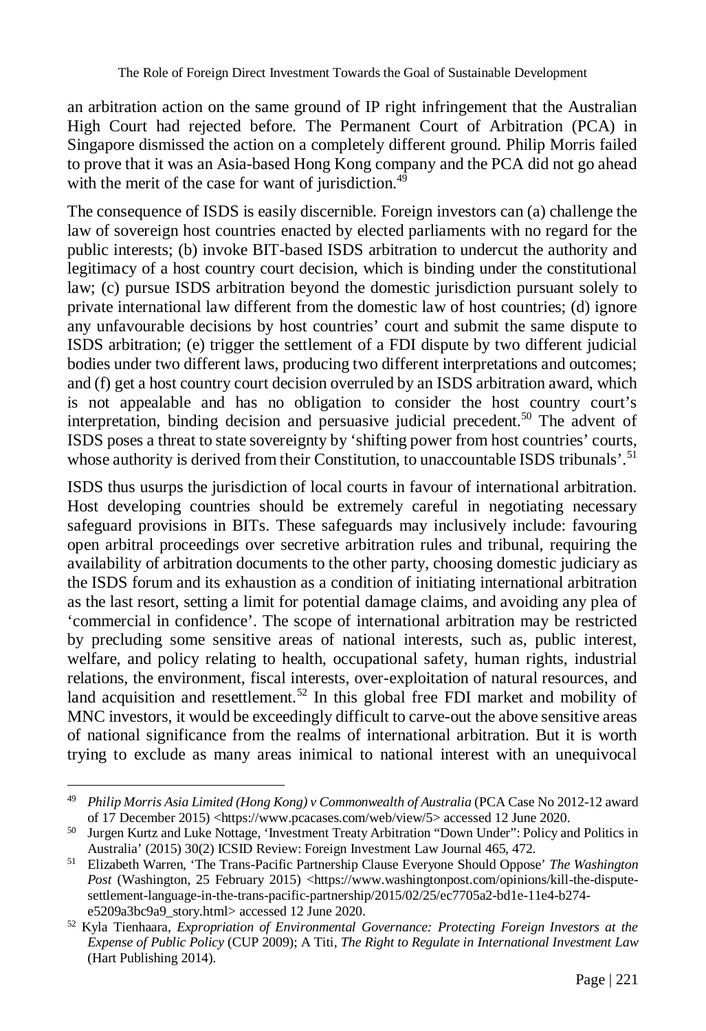an arbitration action on the same ground of IP right infringement that the Australian High Court had rejected before. The Permanent Court of Arbitration (PCA) in Singapore dismissed the action on a completely different ground. Philip Morris failed to prove that it was an Asia-based Hong Kong company and the PCA did not go ahead with the merit of the case for want of jurisdiction.[49]

The consequence of ISDS is easily discernible. Foreign investors can (a) challenge the law of sovereign host countries enacted by elected parliaments with no regard for the public interests; (b) invoke BIT-based ISDS arbitration to undercut the authority and legitimacy of a host country court decision, which is binding under the constitutional law; (c) pursue ISDS arbitration beyond the domestic jurisdiction pursuant solely to private international law different from the domestic law of host countries; (d) ignore any unfavourable decisions by host countries' court and submit the same dispute to ISDS arbitration; (e) trigger the settlement of a FDI dispute by two different judicial bodies under two different laws, producing two different interpretations and outcomes; and (f) get a host country court decision overruled by an ISDS arbitration award, which is not appealable and has no obligation to consider the host country court's interpretation, binding decision and persuasive judicial precedent.[50] The advent of ISDS poses a threat to state sovereignty by 'shifting power from host countries' courts, whose authority is derived from their Constitution, to unaccountable ISDS tribunals'.[51]

ISDS thus usurps the jurisdiction of local courts in favour of international arbitration. Host developing countries should be extremely careful in negotiating necessary safeguard provisions in BITs. These safeguards may inclusively include: favouring open arbitral proceedings over secretive arbitration rules and tribunal, requiring the availability of arbitration documents to the other party, choosing domestic judiciary as the ISDS forum and its exhaustion as a condition of initiating international arbitration as the last resort, setting a limit for potential damage claims, and avoiding any plea of 'commercial in confidence'. The scope of international arbitration may be restricted by precluding some sensitive areas of national interests, such as, public interest, welfare, and policy relating to health, occupational safety, human rights, industrial relations, the environment, fiscal interests, over-exploitation of natural resources, and land acquisition and resettlement.[52] In this global free FDI market and mobility of MNC investors, it would be exceedingly difficult to carve-out the above sensitive areas of national significance from the realms of international arbitration. But it is worth trying to exclude as many areas inimical to national interest with an unequivocal

---

[49] *Philip Morris Asia Limited (Hong Kong) v Commonwealth of Australia* (PCA Case No 2012-12 award of 17 December 2015) <https://www.pcacases.com/web/view/5> accessed 12 June 2020.

[50] Jurgen Kurtz and Luke Nottage, 'Investment Treaty Arbitration "Down Under": Policy and Politics in Australia' (2015) 30(2) ICSID Review: Foreign Investment Law Journal 465, 472.

[51] Elizabeth Warren, 'The Trans-Pacific Partnership Clause Everyone Should Oppose' *The Washington Post* (Washington, 25 February 2015) <https://www.washingtonpost.com/opinions/kill-the-dispute-settlement-language-in-the-trans-pacific-partnership/2015/02/25/ec7705a2-bd1e-11e4-b274-e5209a3bc9a9_story.html> accessed 12 June 2020.

[52] Kyla Tienhaara, *Expropriation of Environmental Governance: Protecting Foreign Investors at the Expense of Public Policy* (CUP 2009); A Titi, *The Right to Regulate in International Investment Law* (Hart Publishing 2014).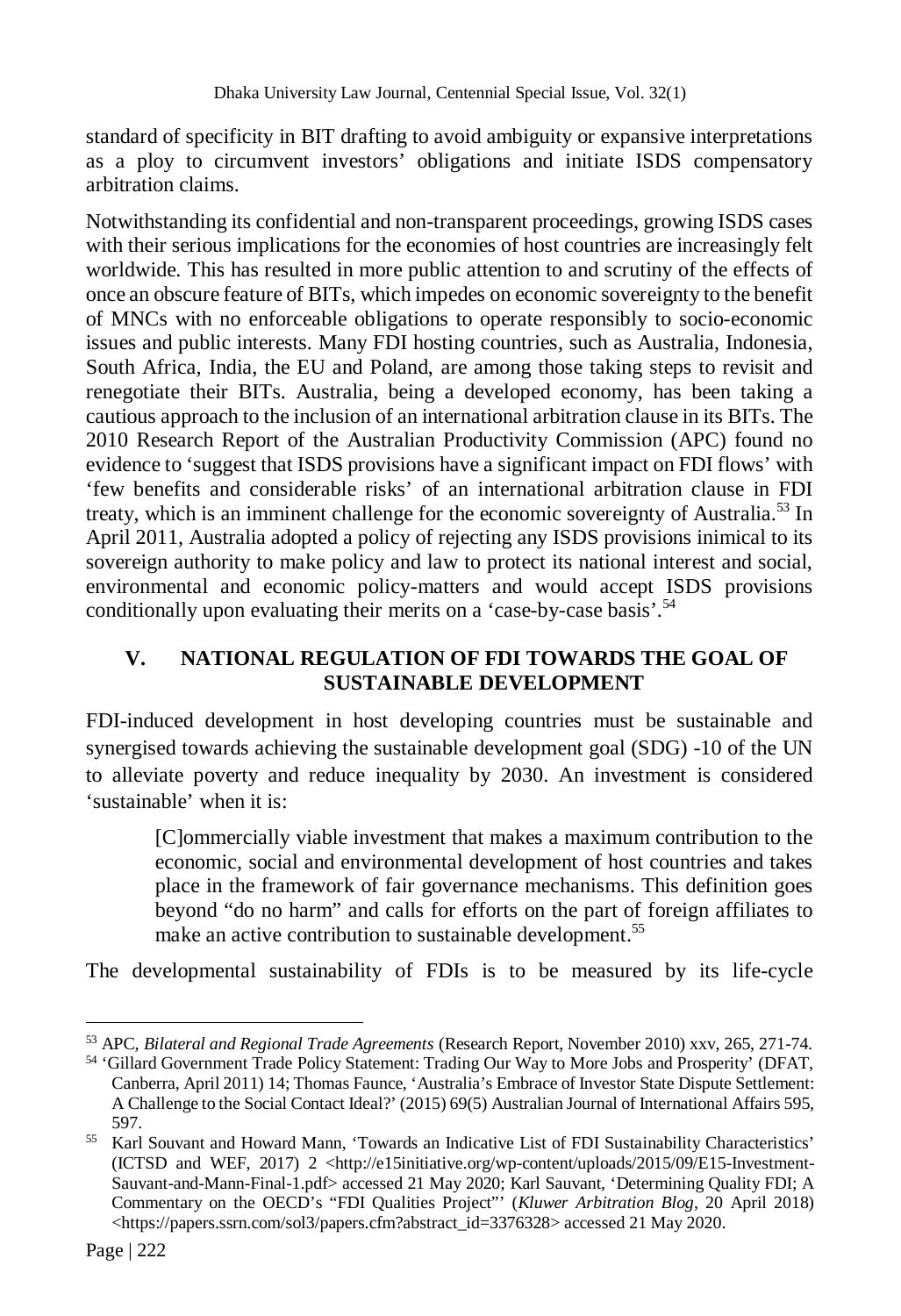standard of specificity in BIT drafting to avoid ambiguity or expansive interpretations as a ploy to circumvent investors' obligations and initiate ISDS compensatory arbitration claims.

Notwithstanding its confidential and non-transparent proceedings, growing ISDS cases with their serious implications for the economies of host countries are increasingly felt worldwide. This has resulted in more public attention to and scrutiny of the effects of once an obscure feature of BITs, which impedes on economic sovereignty to the benefit of MNCs with no enforceable obligations to operate responsibly to socio-economic issues and public interests. Many FDI hosting countries, such as Australia, Indonesia, South Africa, India, the EU and Poland, are among those taking steps to revisit and renegotiate their BITs. Australia, being a developed economy, has been taking a cautious approach to the inclusion of an international arbitration clause in its BITs. The 2010 Research Report of the Australian Productivity Commission (APC) found no evidence to 'suggest that ISDS provisions have a significant impact on FDI flows' with 'few benefits and considerable risks' of an international arbitration clause in FDI treaty, which is an imminent challenge for the economic sovereignty of Australia.[53] In April 2011, Australia adopted a policy of rejecting any ISDS provisions inimical to its sovereign authority to make policy and law to protect its national interest and social, environmental and economic policy-matters and would accept ISDS provisions conditionally upon evaluating their merits on a 'case-by-case basis'.[54]

## V. NATIONAL REGULATION OF FDI TOWARDS THE GOAL OF SUSTAINABLE DEVELOPMENT

FDI-induced development in host developing countries must be sustainable and synergised towards achieving the sustainable development goal (SDG) -10 of the UN to alleviate poverty and reduce inequality by 2030. An investment is considered 'sustainable' when it is:

> [C]ommercially viable investment that makes a maximum contribution to the economic, social and environmental development of host countries and takes place in the framework of fair governance mechanisms. This definition goes beyond "do no harm" and calls for efforts on the part of foreign affiliates to make an active contribution to sustainable development.[55]

The developmental sustainability of FDIs is to be measured by its life-cycle

---

[53] APC, *Bilateral and Regional Trade Agreements* (Research Report, November 2010) xxv, 265, 271-74.

[54] 'Gillard Government Trade Policy Statement: Trading Our Way to More Jobs and Prosperity' (DFAT, Canberra, April 2011) 14; Thomas Faunce, 'Australia's Embrace of Investor State Dispute Settlement: A Challenge to the Social Contact Ideal?' (2015) 69(5) Australian Journal of International Affairs 595, 597.

[55] Karl Souvant and Howard Mann, 'Towards an Indicative List of FDI Sustainability Characteristics' (ICTSD and WEF, 2017) 2 <http://e15initiative.org/wp-content/uploads/2015/09/E15-Investment-Sauvant-and-Mann-Final-1.pdf> accessed 21 May 2020; Karl Sauvant, 'Determining Quality FDI; A Commentary on the OECD's "FDI Qualities Project"' (*Kluwer Arbitration Blog*, 20 April 2018) <https://papers.ssrn.com/sol3/papers.cfm?abstract_id=3376328> accessed 21 May 2020.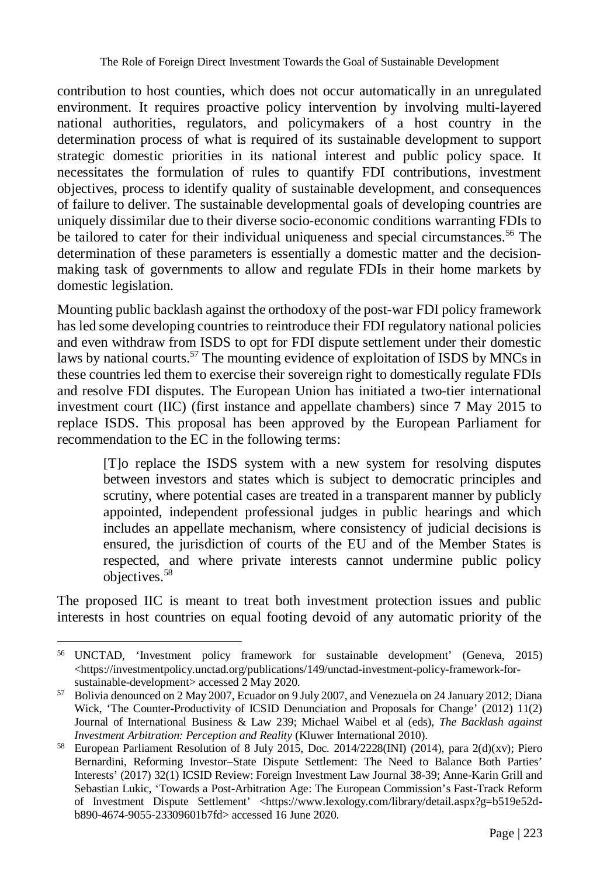contribution to host counties, which does not occur automatically in an unregulated environment. It requires proactive policy intervention by involving multi-layered national authorities, regulators, and policymakers of a host country in the determination process of what is required of its sustainable development to support strategic domestic priorities in its national interest and public policy space. It necessitates the formulation of rules to quantify FDI contributions, investment objectives, process to identify quality of sustainable development, and consequences of failure to deliver. The sustainable developmental goals of developing countries are uniquely dissimilar due to their diverse socio-economic conditions warranting FDIs to be tailored to cater for their individual uniqueness and special circumstances.[56] The determination of these parameters is essentially a domestic matter and the decision-making task of governments to allow and regulate FDIs in their home markets by domestic legislation.

Mounting public backlash against the orthodoxy of the post-war FDI policy framework has led some developing countries to reintroduce their FDI regulatory national policies and even withdraw from ISDS to opt for FDI dispute settlement under their domestic laws by national courts.[57] The mounting evidence of exploitation of ISDS by MNCs in these countries led them to exercise their sovereign right to domestically regulate FDIs and resolve FDI disputes. The European Union has initiated a two-tier international investment court (IIC) (first instance and appellate chambers) since 7 May 2015 to replace ISDS. This proposal has been approved by the European Parliament for recommendation to the EC in the following terms:

> [T]o replace the ISDS system with a new system for resolving disputes between investors and states which is subject to democratic principles and scrutiny, where potential cases are treated in a transparent manner by publicly appointed, independent professional judges in public hearings and which includes an appellate mechanism, where consistency of judicial decisions is ensured, the jurisdiction of courts of the EU and of the Member States is respected, and where private interests cannot undermine public policy objectives.[58]

The proposed IIC is meant to treat both investment protection issues and public interests in host countries on equal footing devoid of any automatic priority of the

---

[56] UNCTAD, 'Investment policy framework for sustainable development' (Geneva, 2015) <https://investmentpolicy.unctad.org/publications/149/unctad-investment-policy-framework-for-sustainable-development> accessed 2 May 2020.

[57] Bolivia denounced on 2 May 2007, Ecuador on 9 July 2007, and Venezuela on 24 January 2012; Diana Wick, 'The Counter-Productivity of ICSID Denunciation and Proposals for Change' (2012) 11(2) Journal of International Business & Law 239; Michael Waibel et al (eds), *The Backlash against Investment Arbitration: Perception and Reality* (Kluwer International 2010).

[58] European Parliament Resolution of 8 July 2015, Doc. 2014/2228(INI) (2014), para 2(d)(xv); Piero Bernardini, Reforming Investor–State Dispute Settlement: The Need to Balance Both Parties' Interests' (2017) 32(1) ICSID Review: Foreign Investment Law Journal 38-39; Anne-Karin Grill and Sebastian Lukic, 'Towards a Post-Arbitration Age: The European Commission's Fast-Track Reform of Investment Dispute Settlement' <https://www.lexology.com/library/detail.aspx?g=b519e52d-b890-4674-9055-23309601b7fd> accessed 16 June 2020.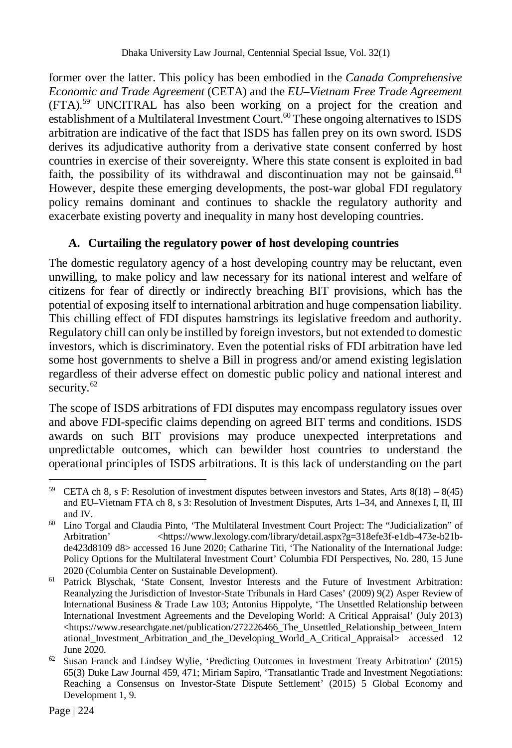former over the latter. This policy has been embodied in the *Canada Comprehensive Economic and Trade Agreement* (CETA) and the *EU–Vietnam Free Trade Agreement* (FTA).[59] UNCITRAL has also been working on a project for the creation and establishment of a Multilateral Investment Court.[60] These ongoing alternatives to ISDS arbitration are indicative of the fact that ISDS has fallen prey on its own sword. ISDS derives its adjudicative authority from a derivative state consent conferred by host countries in exercise of their sovereignty. Where this state consent is exploited in bad faith, the possibility of its withdrawal and discontinuation may not be gainsaid.[61] However, despite these emerging developments, the post-war global FDI regulatory policy remains dominant and continues to shackle the regulatory authority and exacerbate existing poverty and inequality in many host developing countries.

### A. Curtailing the regulatory power of host developing countries

The domestic regulatory agency of a host developing country may be reluctant, even unwilling, to make policy and law necessary for its national interest and welfare of citizens for fear of directly or indirectly breaching BIT provisions, which has the potential of exposing itself to international arbitration and huge compensation liability. This chilling effect of FDI disputes hamstrings its legislative freedom and authority. Regulatory chill can only be instilled by foreign investors, but not extended to domestic investors, which is discriminatory. Even the potential risks of FDI arbitration have led some host governments to shelve a Bill in progress and/or amend existing legislation regardless of their adverse effect on domestic public policy and national interest and security.[62]

The scope of ISDS arbitrations of FDI disputes may encompass regulatory issues over and above FDI-specific claims depending on agreed BIT terms and conditions. ISDS awards on such BIT provisions may produce unexpected interpretations and unpredictable outcomes, which can bewilder host countries to understand the operational principles of ISDS arbitrations. It is this lack of understanding on the part

---

[59] CETA ch 8, s F: Resolution of investment disputes between investors and States, Arts 8(18) – 8(45) and EU–Vietnam FTA ch 8, s 3: Resolution of Investment Disputes, Arts 1–34, and Annexes I, II, III and IV.

[60] Lino Torgal and Claudia Pinto, 'The Multilateral Investment Court Project: The "Judicialization" of Arbitration' <https://www.lexology.com/library/detail.aspx?g=318efe3f-e1db-473e-b21b-de423d8109 d8> accessed 16 June 2020; Catharine Titi, 'The Nationality of the International Judge: Policy Options for the Multilateral Investment Court' Columbia FDI Perspectives, No. 280, 15 June 2020 (Columbia Center on Sustainable Development).

[61] Patrick Blyschak, 'State Consent, Investor Interests and the Future of Investment Arbitration: Reanalyzing the Jurisdiction of Investor-State Tribunals in Hard Cases' (2009) 9(2) Asper Review of International Business & Trade Law 103; Antonius Hippolyte, 'The Unsettled Relationship between International Investment Agreements and the Developing World: A Critical Appraisal' (July 2013) <https://www.researchgate.net/publication/272226466_The_Unsettled_Relationship_between_International_Investment_Arbitration_and_the_Developing_World_A_Critical_Appraisal> accessed 12 June 2020.

[62] Susan Franck and Lindsey Wylie, 'Predicting Outcomes in Investment Treaty Arbitration' (2015) 65(3) Duke Law Journal 459, 471; Miriam Sapiro, 'Transatlantic Trade and Investment Negotiations: Reaching a Consensus on Investor-State Dispute Settlement' (2015) 5 Global Economy and Development 1, 9.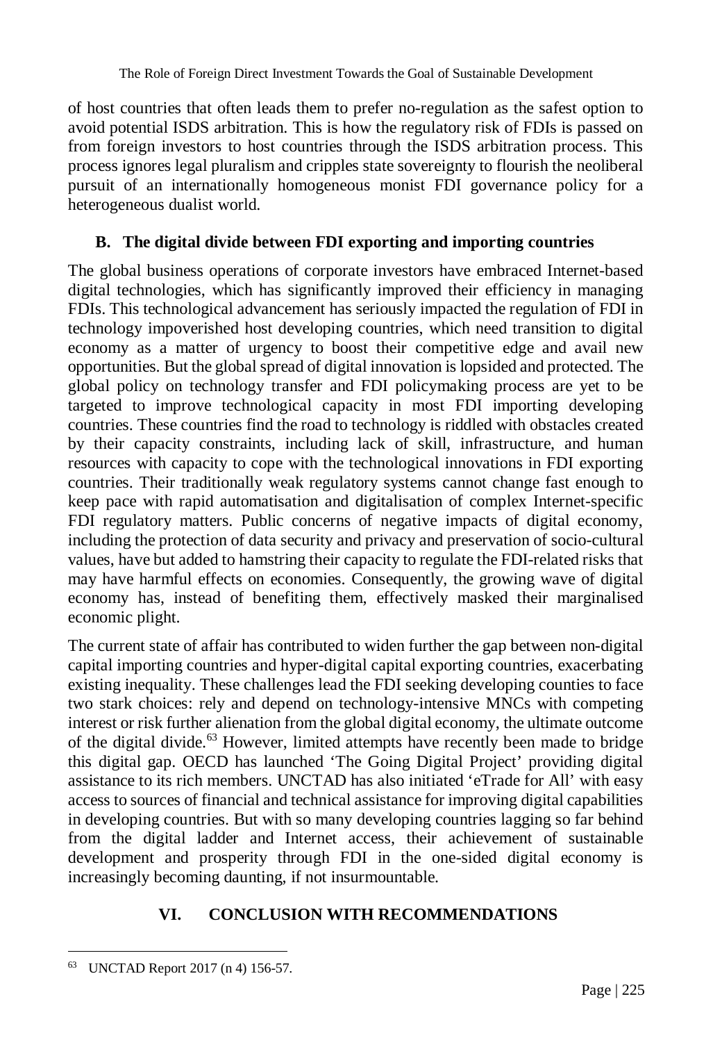of host countries that often leads them to prefer no-regulation as the safest option to avoid potential ISDS arbitration. This is how the regulatory risk of FDIs is passed on from foreign investors to host countries through the ISDS arbitration process. This process ignores legal pluralism and cripples state sovereignty to flourish the neoliberal pursuit of an internationally homogeneous monist FDI governance policy for a heterogeneous dualist world.

### B. The digital divide between FDI exporting and importing countries

The global business operations of corporate investors have embraced Internet-based digital technologies, which has significantly improved their efficiency in managing FDIs. This technological advancement has seriously impacted the regulation of FDI in technology impoverished host developing countries, which need transition to digital economy as a matter of urgency to boost their competitive edge and avail new opportunities. But the global spread of digital innovation is lopsided and protected. The global policy on technology transfer and FDI policymaking process are yet to be targeted to improve technological capacity in most FDI importing developing countries. These countries find the road to technology is riddled with obstacles created by their capacity constraints, including lack of skill, infrastructure, and human resources with capacity to cope with the technological innovations in FDI exporting countries. Their traditionally weak regulatory systems cannot change fast enough to keep pace with rapid automatisation and digitalisation of complex Internet-specific FDI regulatory matters. Public concerns of negative impacts of digital economy, including the protection of data security and privacy and preservation of socio-cultural values, have but added to hamstring their capacity to regulate the FDI-related risks that may have harmful effects on economies. Consequently, the growing wave of digital economy has, instead of benefiting them, effectively masked their marginalised economic plight.

The current state of affair has contributed to widen further the gap between non-digital capital importing countries and hyper-digital capital exporting countries, exacerbating existing inequality. These challenges lead the FDI seeking developing counties to face two stark choices: rely and depend on technology-intensive MNCs with competing interest or risk further alienation from the global digital economy, the ultimate outcome of the digital divide.[63] However, limited attempts have recently been made to bridge this digital gap. OECD has launched 'The Going Digital Project' providing digital assistance to its rich members. UNCTAD has also initiated 'eTrade for All' with easy access to sources of financial and technical assistance for improving digital capabilities in developing countries. But with so many developing countries lagging so far behind from the digital ladder and Internet access, their achievement of sustainable development and prosperity through FDI in the one-sided digital economy is increasingly becoming daunting, if not insurmountable.

## VI. CONCLUSION WITH RECOMMENDATIONS

[63] UNCTAD Report 2017 (n 4) 156-57.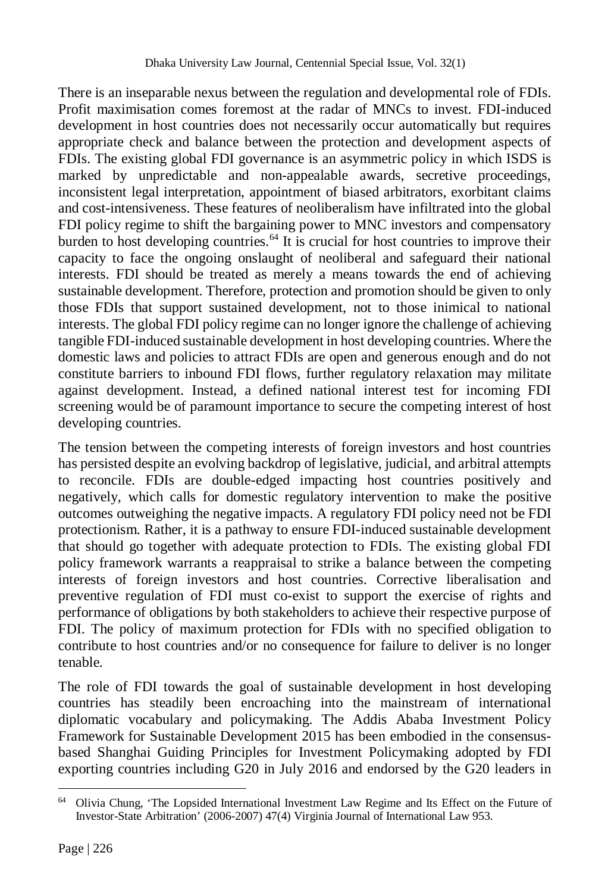There is an inseparable nexus between the regulation and developmental role of FDIs. Profit maximisation comes foremost at the radar of MNCs to invest. FDI-induced development in host countries does not necessarily occur automatically but requires appropriate check and balance between the protection and development aspects of FDIs. The existing global FDI governance is an asymmetric policy in which ISDS is marked by unpredictable and non-appealable awards, secretive proceedings, inconsistent legal interpretation, appointment of biased arbitrators, exorbitant claims and cost-intensiveness. These features of neoliberalism have infiltrated into the global FDI policy regime to shift the bargaining power to MNC investors and compensatory burden to host developing countries.[64] It is crucial for host countries to improve their capacity to face the ongoing onslaught of neoliberal and safeguard their national interests. FDI should be treated as merely a means towards the end of achieving sustainable development. Therefore, protection and promotion should be given to only those FDIs that support sustained development, not to those inimical to national interests. The global FDI policy regime can no longer ignore the challenge of achieving tangible FDI-induced sustainable development in host developing countries. Where the domestic laws and policies to attract FDIs are open and generous enough and do not constitute barriers to inbound FDI flows, further regulatory relaxation may militate against development. Instead, a defined national interest test for incoming FDI screening would be of paramount importance to secure the competing interest of host developing countries.

The tension between the competing interests of foreign investors and host countries has persisted despite an evolving backdrop of legislative, judicial, and arbitral attempts to reconcile. FDIs are double-edged impacting host countries positively and negatively, which calls for domestic regulatory intervention to make the positive outcomes outweighing the negative impacts. A regulatory FDI policy need not be FDI protectionism. Rather, it is a pathway to ensure FDI-induced sustainable development that should go together with adequate protection to FDIs. The existing global FDI policy framework warrants a reappraisal to strike a balance between the competing interests of foreign investors and host countries. Corrective liberalisation and preventive regulation of FDI must co-exist to support the exercise of rights and performance of obligations by both stakeholders to achieve their respective purpose of FDI. The policy of maximum protection for FDIs with no specified obligation to contribute to host countries and/or no consequence for failure to deliver is no longer tenable.

The role of FDI towards the goal of sustainable development in host developing countries has steadily been encroaching into the mainstream of international diplomatic vocabulary and policymaking. The Addis Ababa Investment Policy Framework for Sustainable Development 2015 has been embodied in the consensus-based Shanghai Guiding Principles for Investment Policymaking adopted by FDI exporting countries including G20 in July 2016 and endorsed by the G20 leaders in

---

[64] Olivia Chung, 'The Lopsided International Investment Law Regime and Its Effect on the Future of Investor-State Arbitration' (2006-2007) 47(4) Virginia Journal of International Law 953.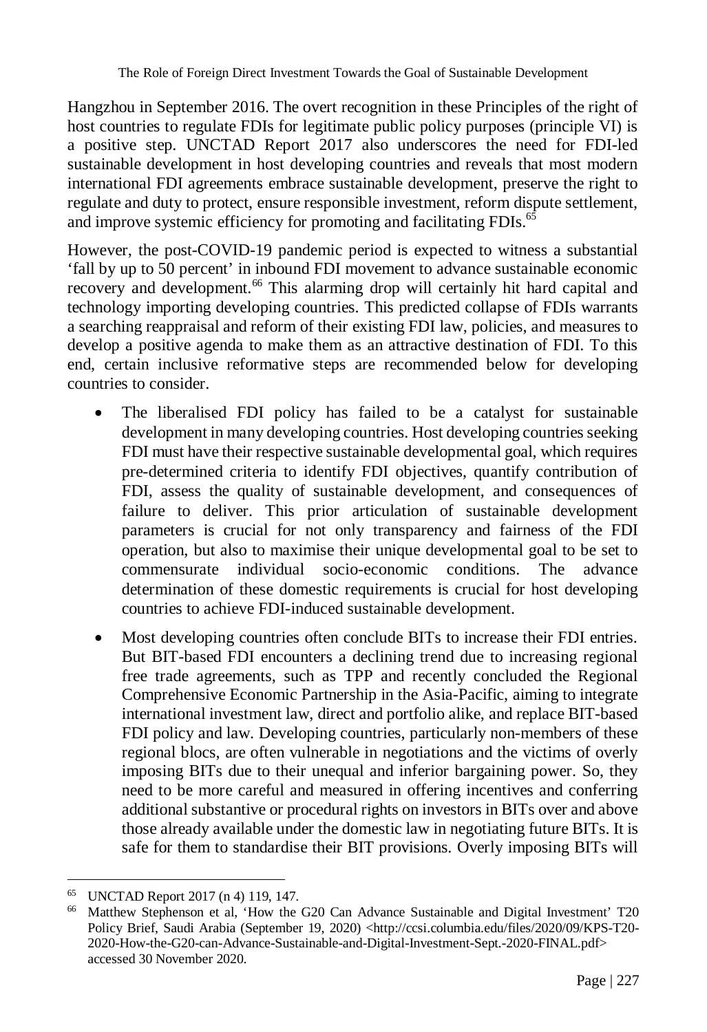Hangzhou in September 2016. The overt recognition in these Principles of the right of host countries to regulate FDIs for legitimate public policy purposes (principle VI) is a positive step. UNCTAD Report 2017 also underscores the need for FDI-led sustainable development in host developing countries and reveals that most modern international FDI agreements embrace sustainable development, preserve the right to regulate and duty to protect, ensure responsible investment, reform dispute settlement, and improve systemic efficiency for promoting and facilitating FDIs.[65]

However, the post-COVID-19 pandemic period is expected to witness a substantial 'fall by up to 50 percent' in inbound FDI movement to advance sustainable economic recovery and development.[66] This alarming drop will certainly hit hard capital and technology importing developing countries. This predicted collapse of FDIs warrants a searching reappraisal and reform of their existing FDI law, policies, and measures to develop a positive agenda to make them as an attractive destination of FDI. To this end, certain inclusive reformative steps are recommended below for developing countries to consider.

- The liberalised FDI policy has failed to be a catalyst for sustainable development in many developing countries. Host developing countries seeking FDI must have their respective sustainable developmental goal, which requires pre-determined criteria to identify FDI objectives, quantify contribution of FDI, assess the quality of sustainable development, and consequences of failure to deliver. This prior articulation of sustainable development parameters is crucial for not only transparency and fairness of the FDI operation, but also to maximise their unique developmental goal to be set to commensurate individual socio-economic conditions. The advance determination of these domestic requirements is crucial for host developing countries to achieve FDI-induced sustainable development.
- Most developing countries often conclude BITs to increase their FDI entries. But BIT-based FDI encounters a declining trend due to increasing regional free trade agreements, such as TPP and recently concluded the Regional Comprehensive Economic Partnership in the Asia-Pacific, aiming to integrate international investment law, direct and portfolio alike, and replace BIT-based FDI policy and law. Developing countries, particularly non-members of these regional blocs, are often vulnerable in negotiations and the victims of overly imposing BITs due to their unequal and inferior bargaining power. So, they need to be more careful and measured in offering incentives and conferring additional substantive or procedural rights on investors in BITs over and above those already available under the domestic law in negotiating future BITs. It is safe for them to standardise their BIT provisions. Overly imposing BITs will

---

[65] UNCTAD Report 2017 (n 4) 119, 147.

[66] Matthew Stephenson et al, 'How the G20 Can Advance Sustainable and Digital Investment' T20 Policy Brief, Saudi Arabia (September 19, 2020) <http://ccsi.columbia.edu/files/2020/09/KPS-T20-2020-How-the-G20-can-Advance-Sustainable-and-Digital-Investment-Sept.-2020-FINAL.pdf> accessed 30 November 2020.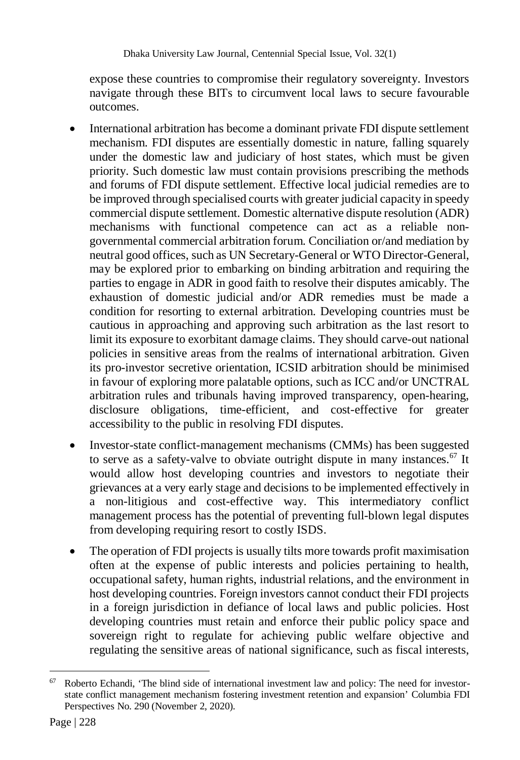expose these countries to compromise their regulatory sovereignty. Investors navigate through these BITs to circumvent local laws to secure favourable outcomes.

- International arbitration has become a dominant private FDI dispute settlement mechanism. FDI disputes are essentially domestic in nature, falling squarely under the domestic law and judiciary of host states, which must be given priority. Such domestic law must contain provisions prescribing the methods and forums of FDI dispute settlement. Effective local judicial remedies are to be improved through specialised courts with greater judicial capacity in speedy commercial dispute settlement. Domestic alternative dispute resolution (ADR) mechanisms with functional competence can act as a reliable non-governmental commercial arbitration forum. Conciliation or/and mediation by neutral good offices, such as UN Secretary-General or WTO Director-General, may be explored prior to embarking on binding arbitration and requiring the parties to engage in ADR in good faith to resolve their disputes amicably. The exhaustion of domestic judicial and/or ADR remedies must be made a condition for resorting to external arbitration. Developing countries must be cautious in approaching and approving such arbitration as the last resort to limit its exposure to exorbitant damage claims. They should carve-out national policies in sensitive areas from the realms of international arbitration. Given its pro-investor secretive orientation, ICSID arbitration should be minimised in favour of exploring more palatable options, such as ICC and/or UNCTRAL arbitration rules and tribunals having improved transparency, open-hearing, disclosure obligations, time-efficient, and cost-effective for greater accessibility to the public in resolving FDI disputes.

- Investor-state conflict-management mechanisms (CMMs) has been suggested to serve as a safety-valve to obviate outright dispute in many instances.[67] It would allow host developing countries and investors to negotiate their grievances at a very early stage and decisions to be implemented effectively in a non-litigious and cost-effective way. This intermediatory conflict management process has the potential of preventing full-blown legal disputes from developing requiring resort to costly ISDS.

- The operation of FDI projects is usually tilts more towards profit maximisation often at the expense of public interests and policies pertaining to health, occupational safety, human rights, industrial relations, and the environment in host developing countries. Foreign investors cannot conduct their FDI projects in a foreign jurisdiction in defiance of local laws and public policies. Host developing countries must retain and enforce their public policy space and sovereign right to regulate for achieving public welfare objective and regulating the sensitive areas of national significance, such as fiscal interests,

---

[67] Roberto Echandi, 'The blind side of international investment law and policy: The need for investor-state conflict management mechanism fostering investment retention and expansion' Columbia FDI Perspectives No. 290 (November 2, 2020).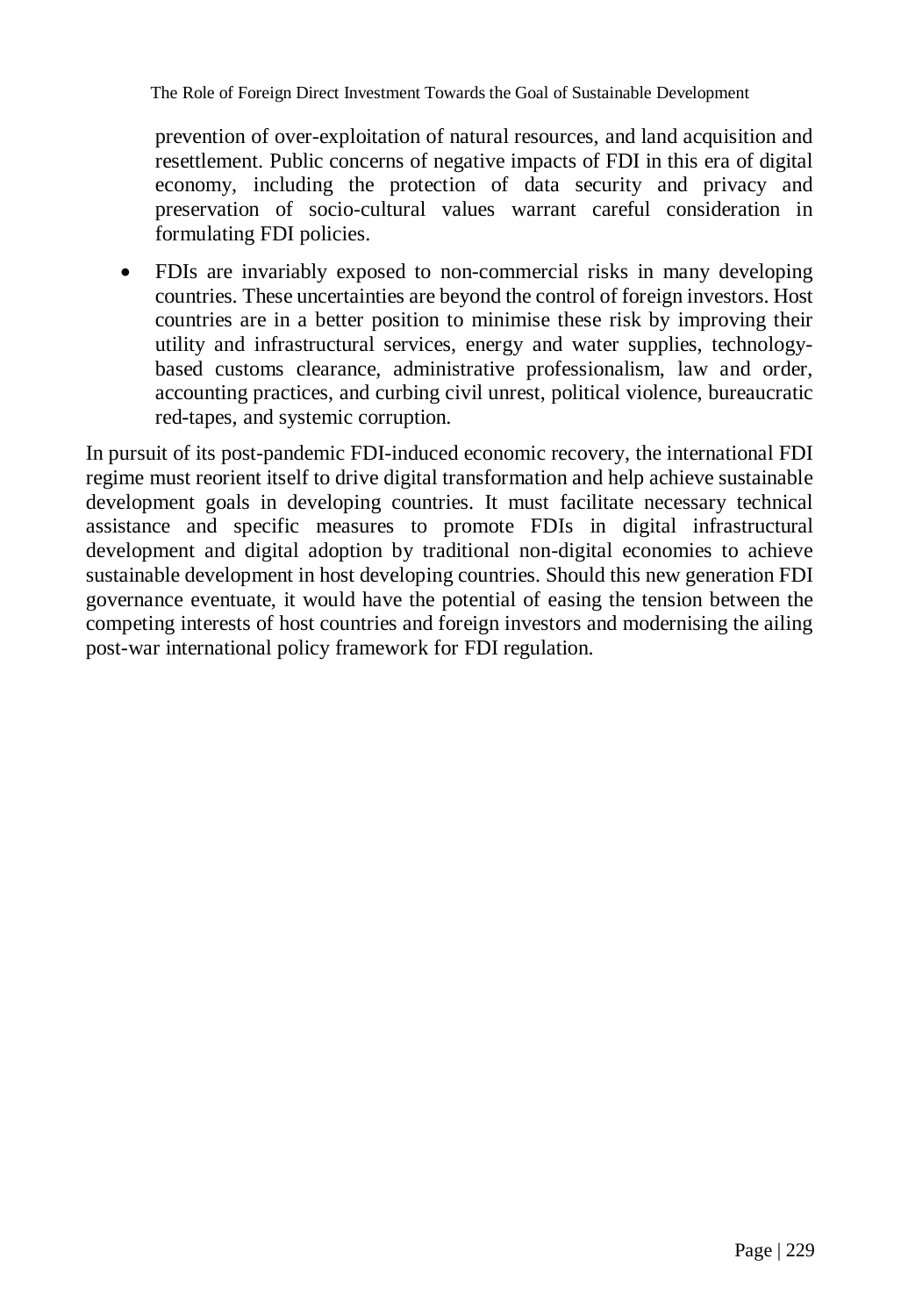prevention of over-exploitation of natural resources, and land acquisition and resettlement. Public concerns of negative impacts of FDI in this era of digital economy, including the protection of data security and privacy and preservation of socio-cultural values warrant careful consideration in formulating FDI policies.

- FDIs are invariably exposed to non-commercial risks in many developing countries. These uncertainties are beyond the control of foreign investors. Host countries are in a better position to minimise these risk by improving their utility and infrastructural services, energy and water supplies, technology-based customs clearance, administrative professionalism, law and order, accounting practices, and curbing civil unrest, political violence, bureaucratic red-tapes, and systemic corruption.

In pursuit of its post-pandemic FDI-induced economic recovery, the international FDI regime must reorient itself to drive digital transformation and help achieve sustainable development goals in developing countries. It must facilitate necessary technical assistance and specific measures to promote FDIs in digital infrastructural development and digital adoption by traditional non-digital economies to achieve sustainable development in host developing countries. Should this new generation FDI governance eventuate, it would have the potential of easing the tension between the competing interests of host countries and foreign investors and modernising the ailing post-war international policy framework for FDI regulation.